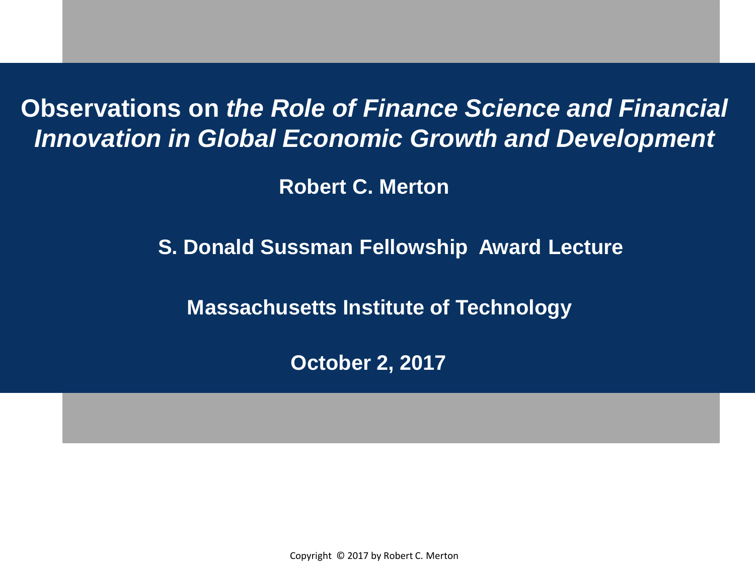# Observations on *the Role of Finance Science and Financial Innovation in Global Economic Growth and Development*

**Robert C. Merton**

**S. Donald Sussman Fellowship Award Lecture**

**Massachusetts Institute of Technology**

**October 2, 2017**

Copyright © 2017 by Robert C. Merton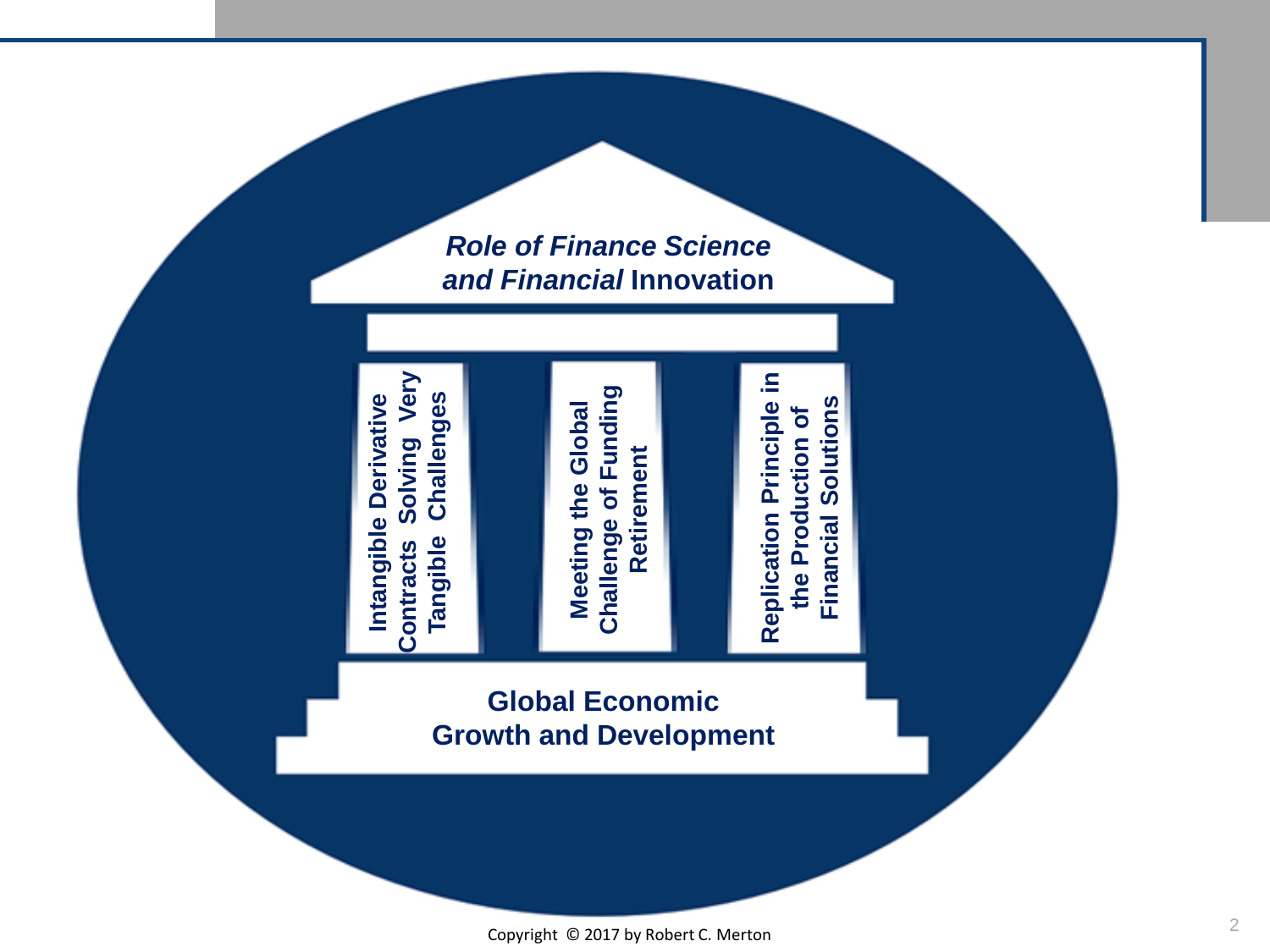***Role of Finance Science and Financial* Innovation**

**Intangible Derivative Contracts Solving Very Tangible Challenges**

**Meeting the Global Challenge of Funding Retirement**

**Replication Principle in the Production of Financial Solutions**

**Global Economic Growth and Development**

Copyright © 2017 by Robert C. Merton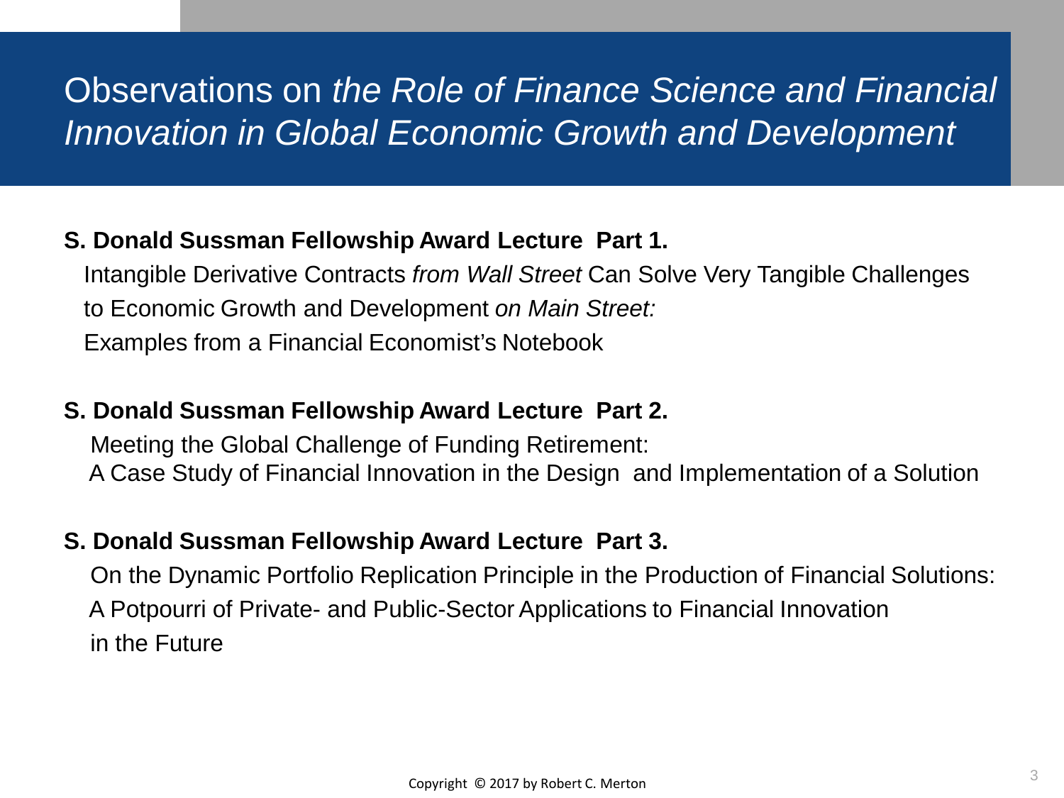# Observations on *the Role of Finance Science and Financial Innovation in Global Economic Growth and Development*

**S. Donald Sussman Fellowship Award Lecture Part 1.**

Intangible Derivative Contracts *from Wall Street* Can Solve Very Tangible Challenges to Economic Growth and Development *on Main Street:*
Examples from a Financial Economist's Notebook

**S. Donald Sussman Fellowship Award Lecture Part 2.**

Meeting the Global Challenge of Funding Retirement:
A Case Study of Financial Innovation in the Design and Implementation of a Solution

**S. Donald Sussman Fellowship Award Lecture Part 3.**

On the Dynamic Portfolio Replication Principle in the Production of Financial Solutions:
A Potpourri of Private- and Public-Sector Applications to Financial Innovation in the Future

Copyright © 2017 by Robert C. Merton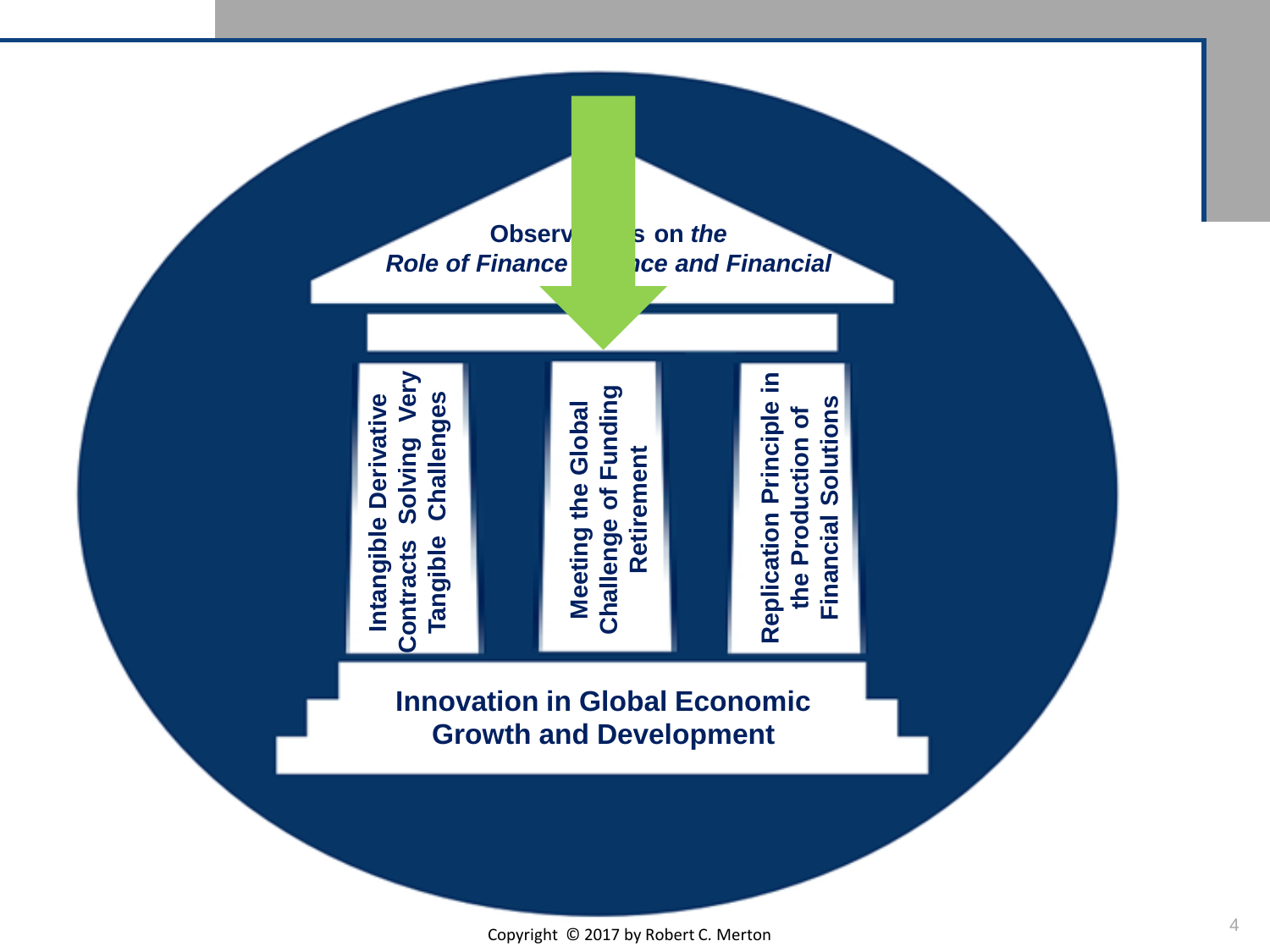**Observv s on *the***

***Role of Finance nce and Financial***

**Intangible Derivative Contracts Solving Very Tangible Challenges**

**Meeting the Global Challenge of Funding Retirement**

**Replication Principle in the Production of Financial Solutions**

**Innovation in Global Economic Growth and Development**

Copyright © 2017 by Robert C. Merton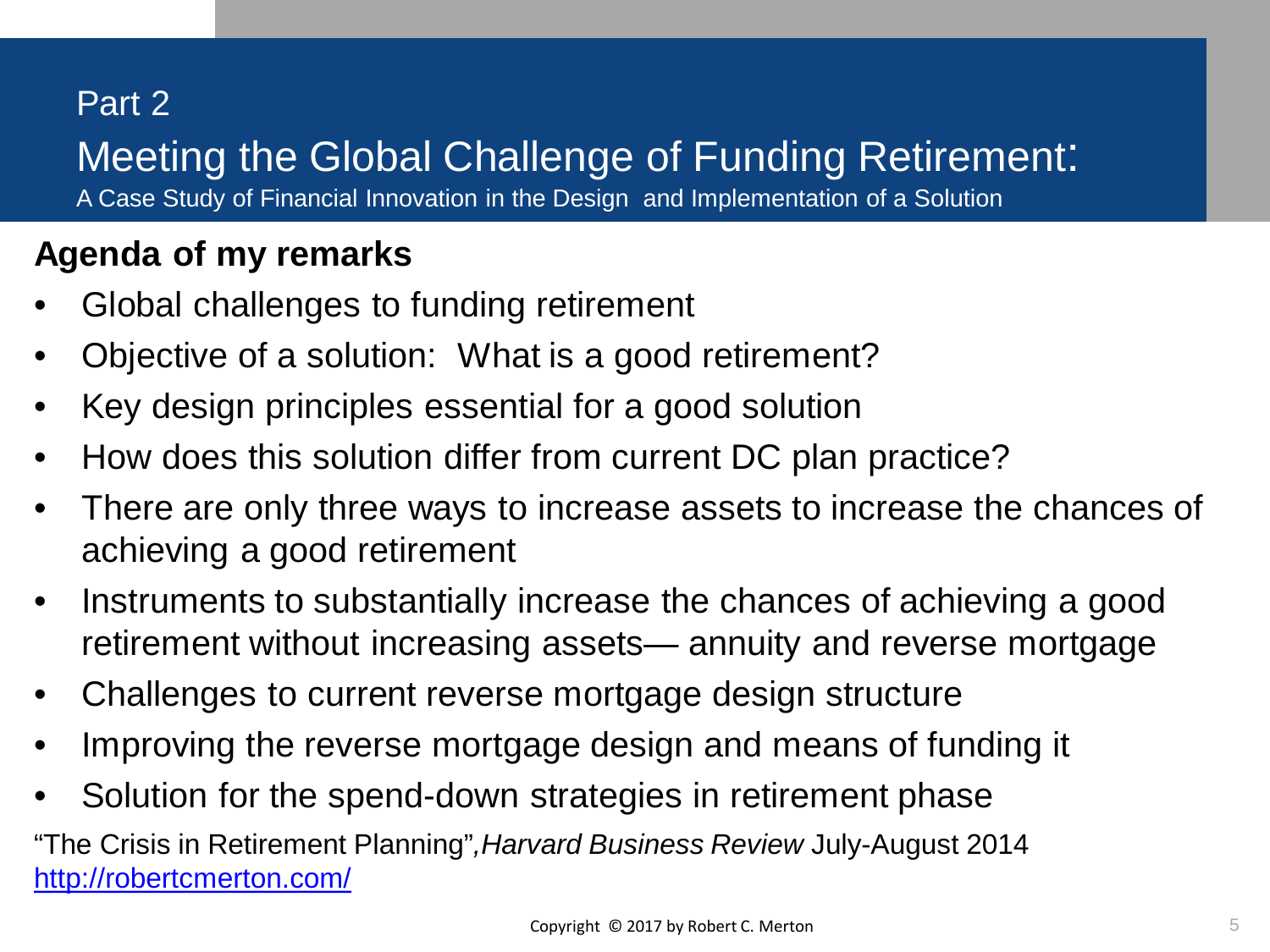Part 2

# Meeting the Global Challenge of Funding Retirement:

A Case Study of Financial Innovation in the Design and Implementation of a Solution

**Agenda of my remarks**

- Global challenges to funding retirement
- Objective of a solution: What is a good retirement?
- Key design principles essential for a good solution
- How does this solution differ from current DC plan practice?
- There are only three ways to increase assets to increase the chances of achieving a good retirement
- Instruments to substantially increase the chances of achieving a good retirement without increasing assets— annuity and reverse mortgage
- Challenges to current reverse mortgage design structure
- Improving the reverse mortgage design and means of funding it
- Solution for the spend-down strategies in retirement phase

"The Crisis in Retirement Planning", *Harvard Business Review* July-August 2014
http://robertcmerton.com/

Copyright © 2017 by Robert C. Merton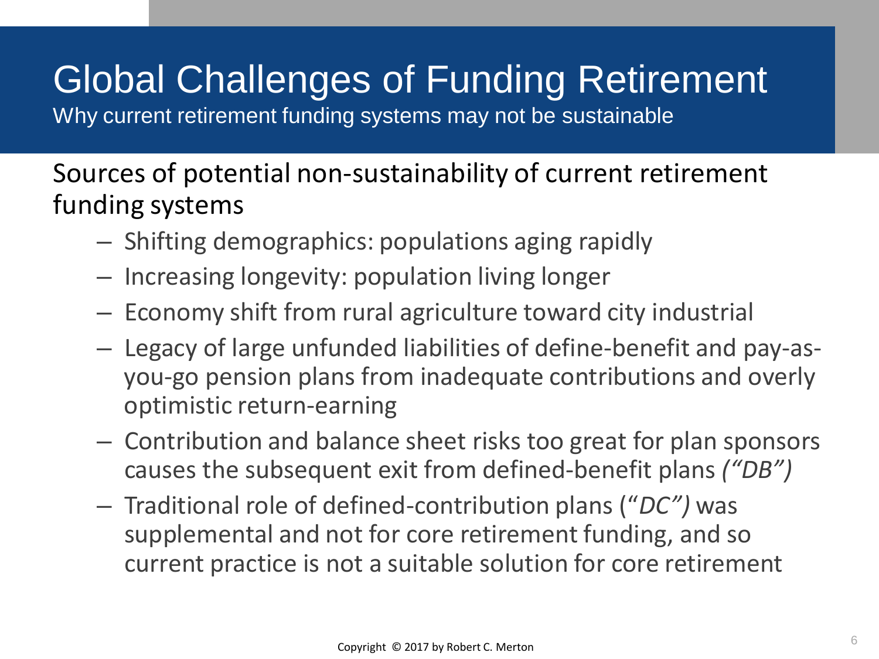# Global Challenges of Funding Retirement

Why current retirement funding systems may not be sustainable

Sources of potential non-sustainability of current retirement funding systems

- Shifting demographics: populations aging rapidly
- Increasing longevity: population living longer
- Economy shift from rural agriculture toward city industrial
- Legacy of large unfunded liabilities of define-benefit and pay-as-you-go pension plans from inadequate contributions and overly optimistic return-earning
- Contribution and balance sheet risks too great for plan sponsors causes the subsequent exit from defined-benefit plans *("DB")*
- Traditional role of defined-contribution plans ("*DC")* was supplemental and not for core retirement funding, and so current practice is not a suitable solution for core retirement

Copyright © 2017 by Robert C. Merton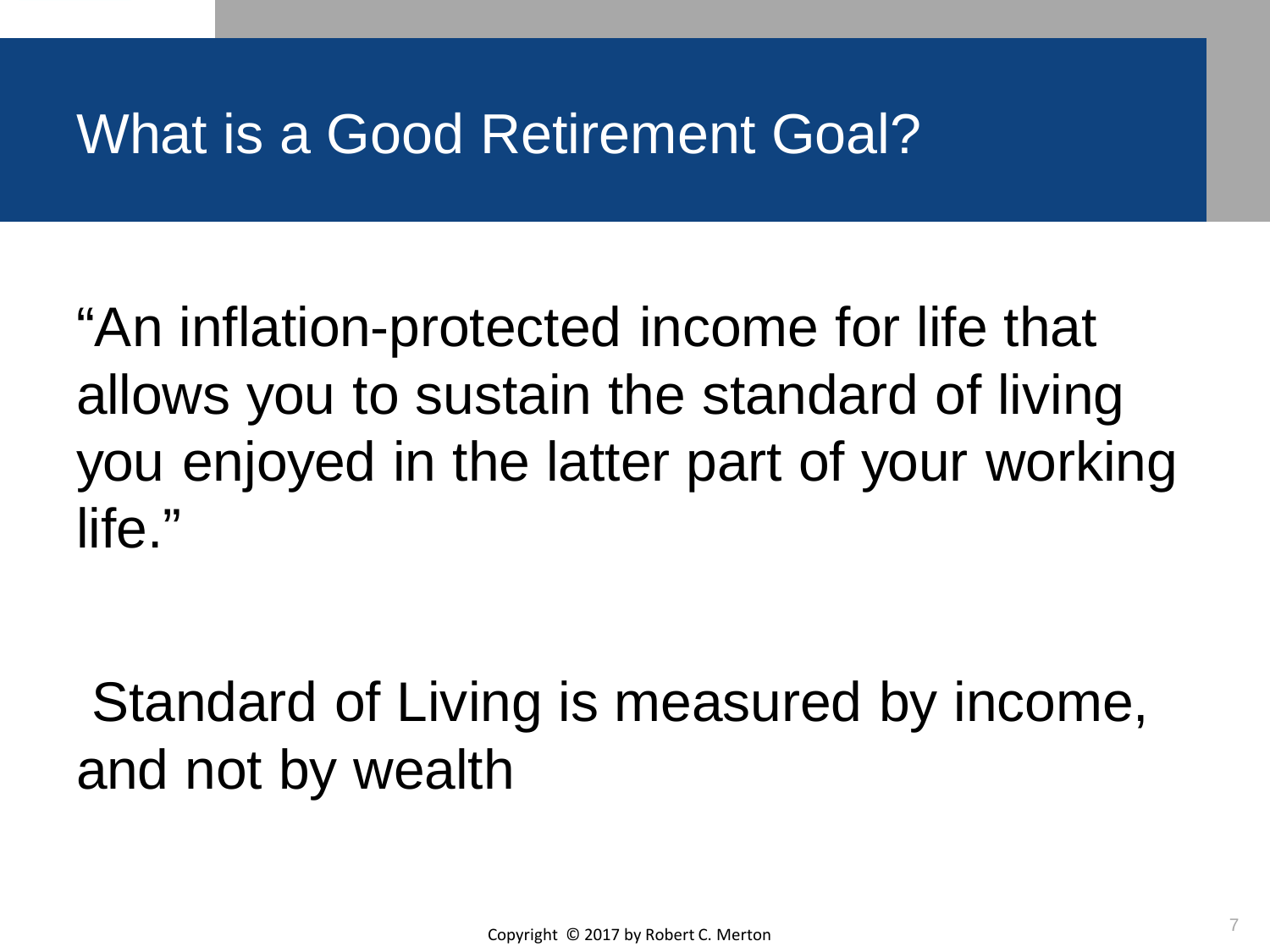# What is a Good Retirement Goal?

"An inflation-protected income for life that allows you to sustain the standard of living you enjoyed in the latter part of your working life."

Standard of Living is measured by income, and not by wealth

Copyright © 2017 by Robert C. Merton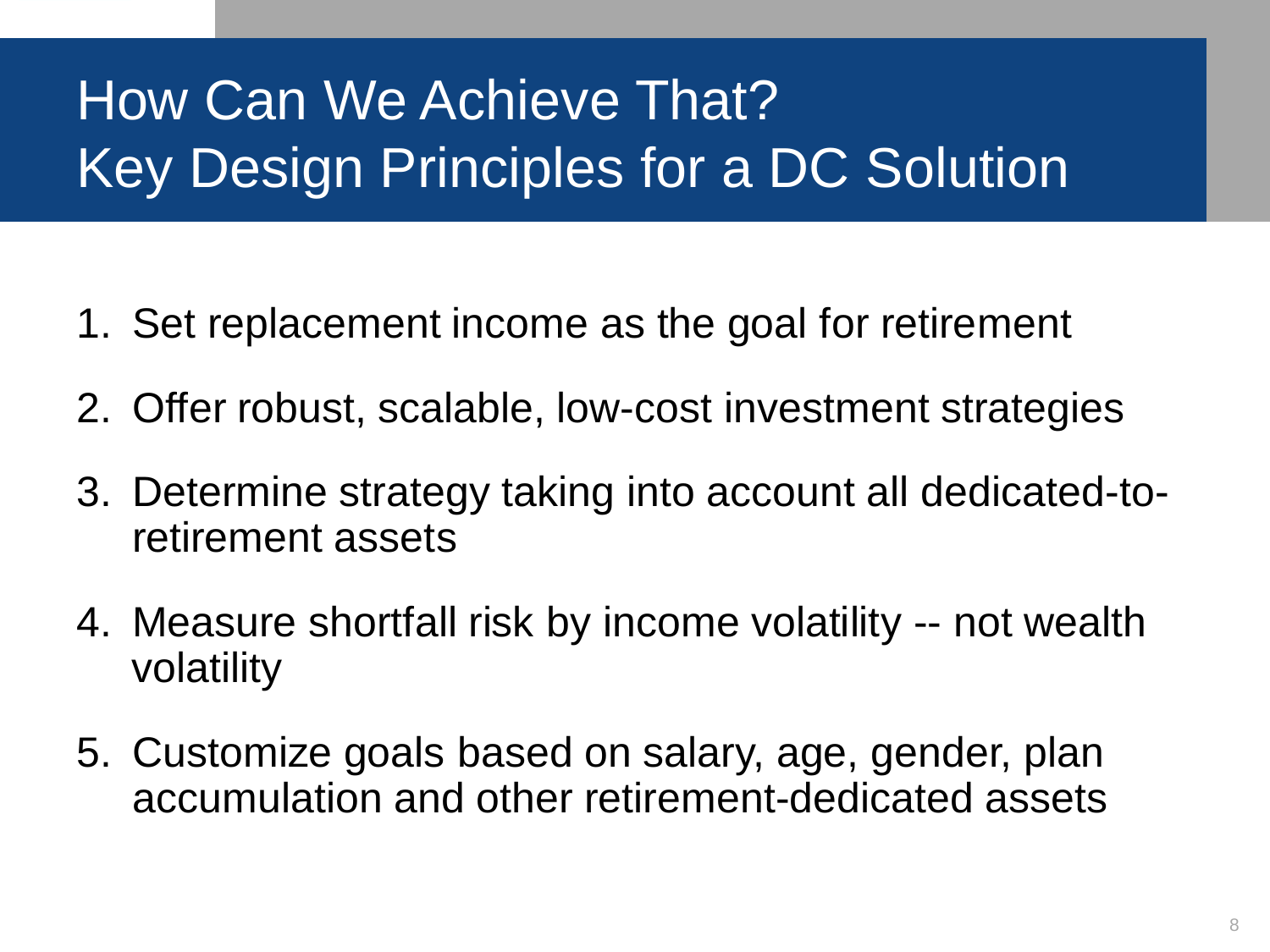# How Can We Achieve That?
# Key Design Principles for a DC Solution

1. Set replacement income as the goal for retirement
2. Offer robust, scalable, low-cost investment strategies
3. Determine strategy taking into account all dedicated-to-retirement assets
4. Measure shortfall risk by income volatility -- not wealth volatility
5. Customize goals based on salary, age, gender, plan accumulation and other retirement-dedicated assets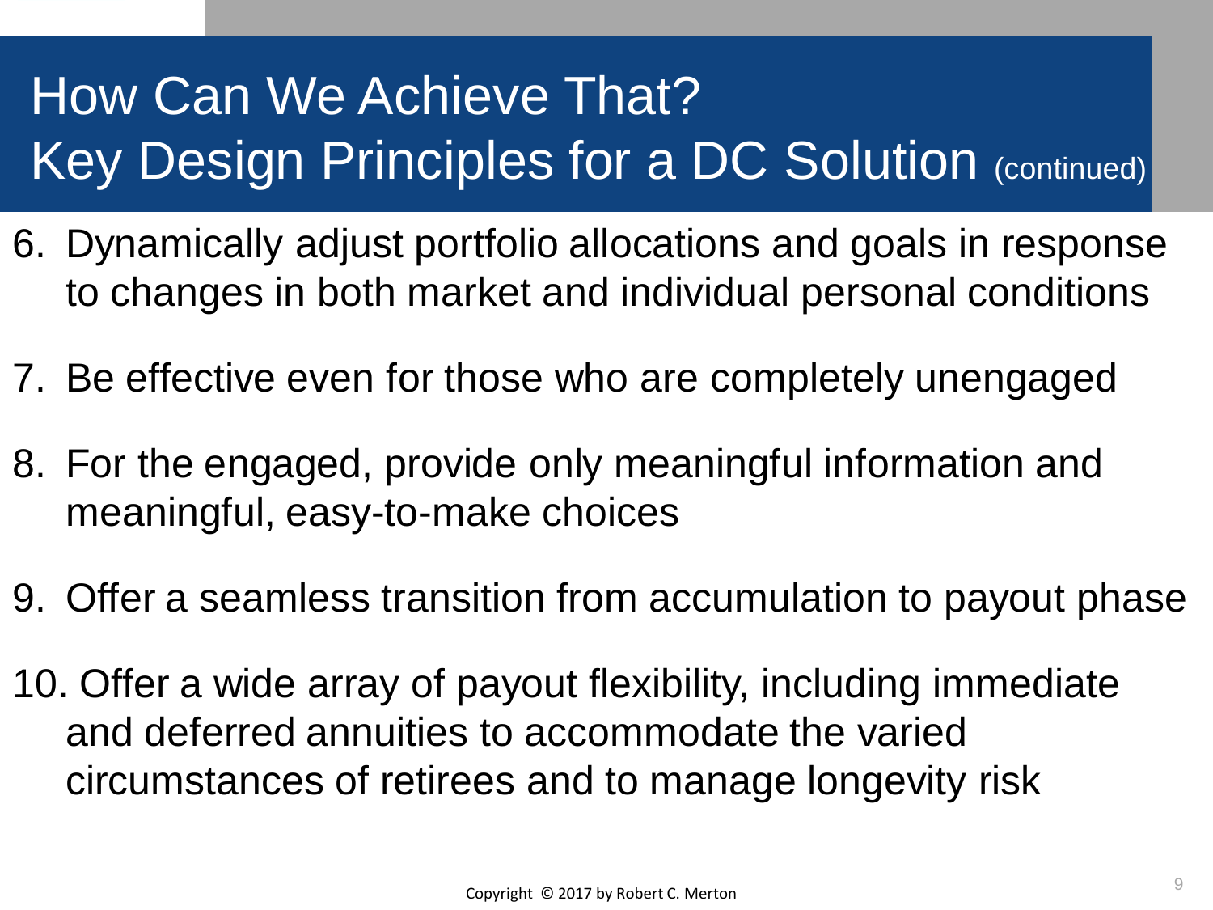# How Can We Achieve That?
# Key Design Principles for a DC Solution (continued)

6. Dynamically adjust portfolio allocations and goals in response to changes in both market and individual personal conditions

7. Be effective even for those who are completely unengaged

8. For the engaged, provide only meaningful information and meaningful, easy-to-make choices

9. Offer a seamless transition from accumulation to payout phase

10. Offer a wide array of payout flexibility, including immediate and deferred annuities to accommodate the varied circumstances of retirees and to manage longevity risk

Copyright © 2017 by Robert C. Merton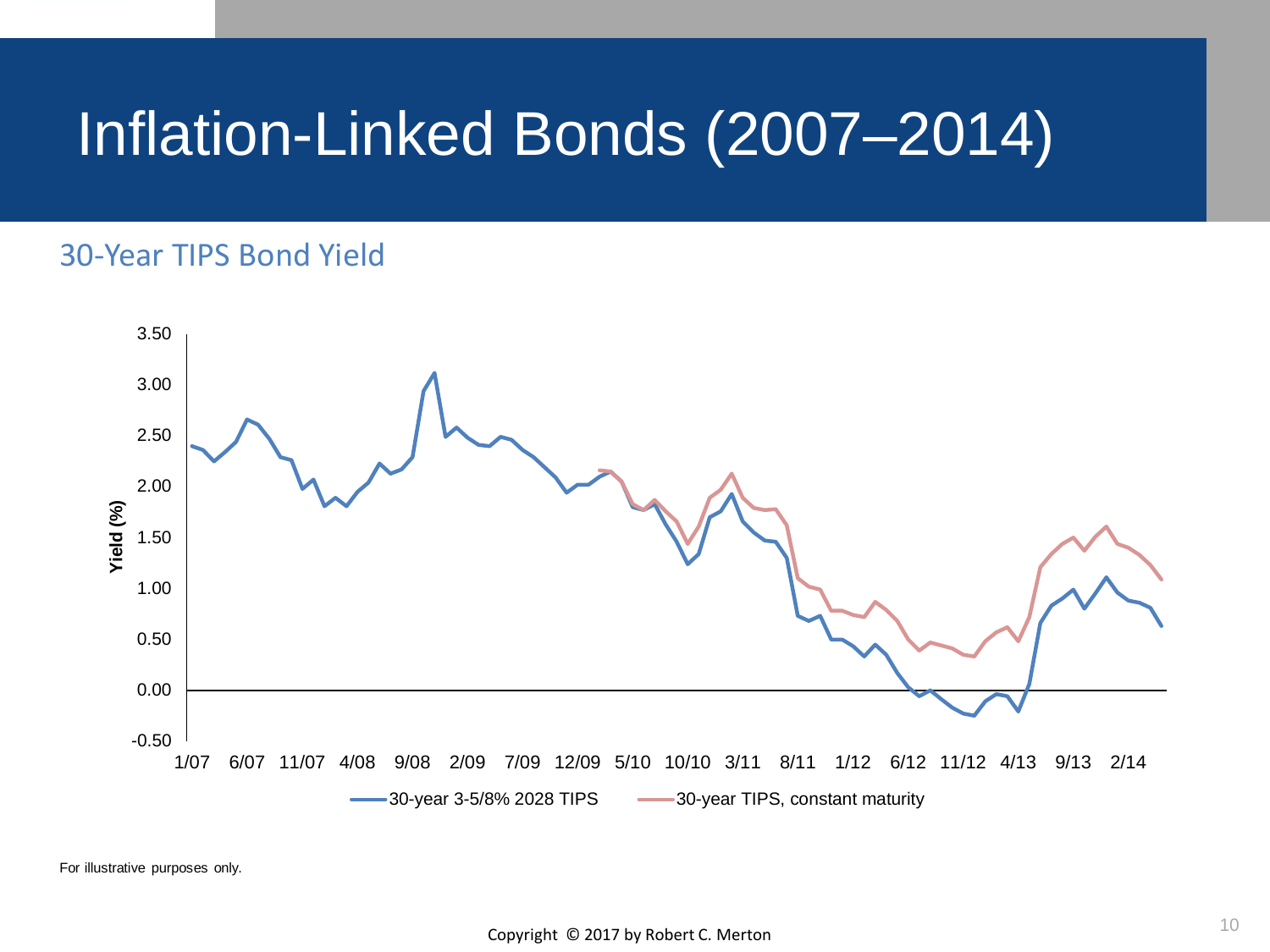# Inflation-Linked Bonds (2007–2014)

## 30-Year TIPS Bond Yield

For illustrative purposes only.

Copyright © 2017 by Robert C. Merton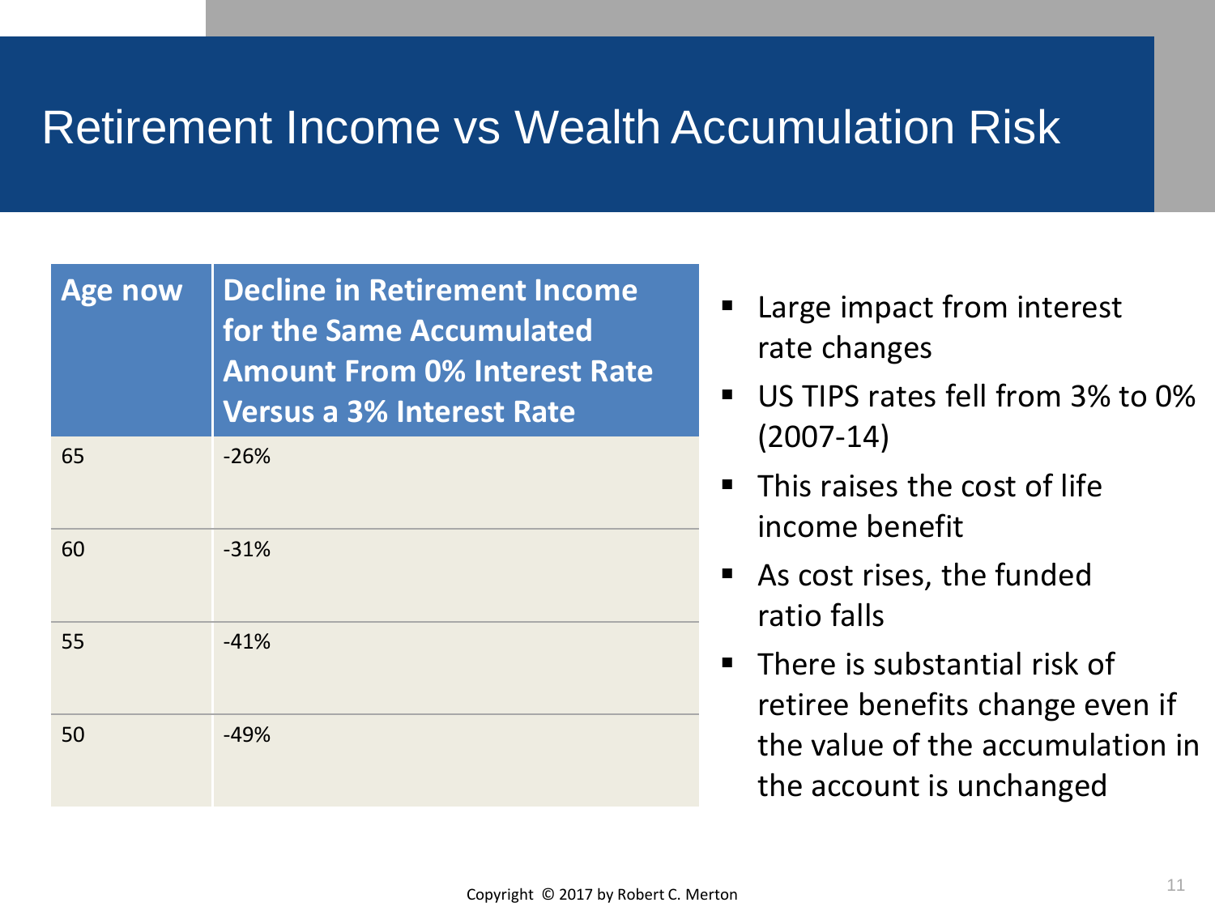# Retirement Income vs Wealth Accumulation Risk

| Age now | Decline in Retirement Income for the Same Accumulated Amount From 0% Interest Rate Versus a 3% Interest Rate |
|---|---|
| 65 | -26% |
| 60 | -31% |
| 55 | -41% |
| 50 | -49% |

- Large impact from interest rate changes
- US TIPS rates fell from 3% to 0% (2007-14)
- This raises the cost of life income benefit
- As cost rises, the funded ratio falls
- There is substantial risk of retiree benefits change even if the value of the accumulation in the account is unchanged

Copyright © 2017 by Robert C. Merton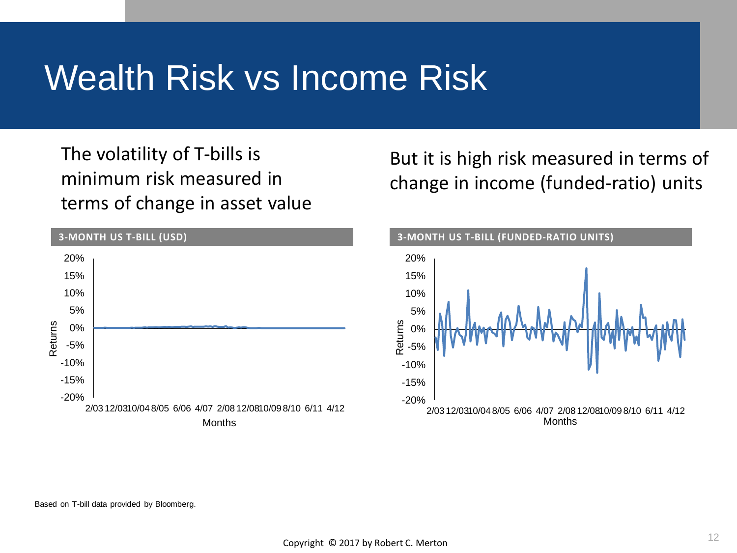# Wealth Risk vs Income Risk

The volatility of T-bills is minimum risk measured in terms of change in asset value

But it is high risk measured in terms of change in income (funded-ratio) units

**3-MONTH US T-BILL (USD)**

**3-MONTH US T-BILL (FUNDED-RATIO UNITS)**

Based on T-bill data provided by Bloomberg.

Copyright © 2017 by Robert C. Merton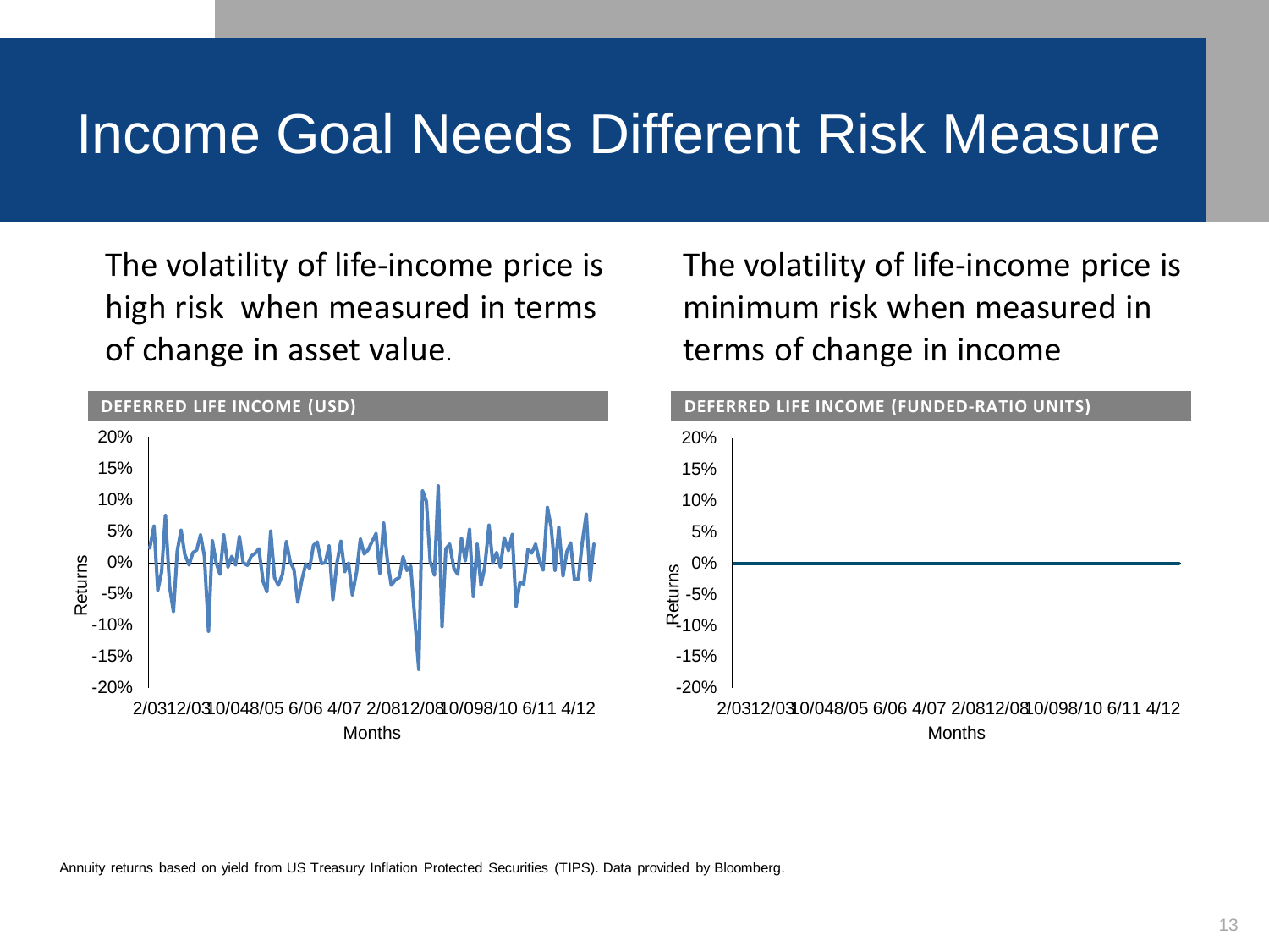# Income Goal Needs Different Risk Measure

The volatility of life-income price is high risk when measured in terms of change in asset value.

**DEFERRED LIFE INCOME (USD)**

The volatility of life-income price is minimum risk when measured in terms of change in income

**DEFERRED LIFE INCOME (FUNDED-RATIO UNITS)**

Annuity returns based on yield from US Treasury Inflation Protected Securities (TIPS). Data provided by Bloomberg.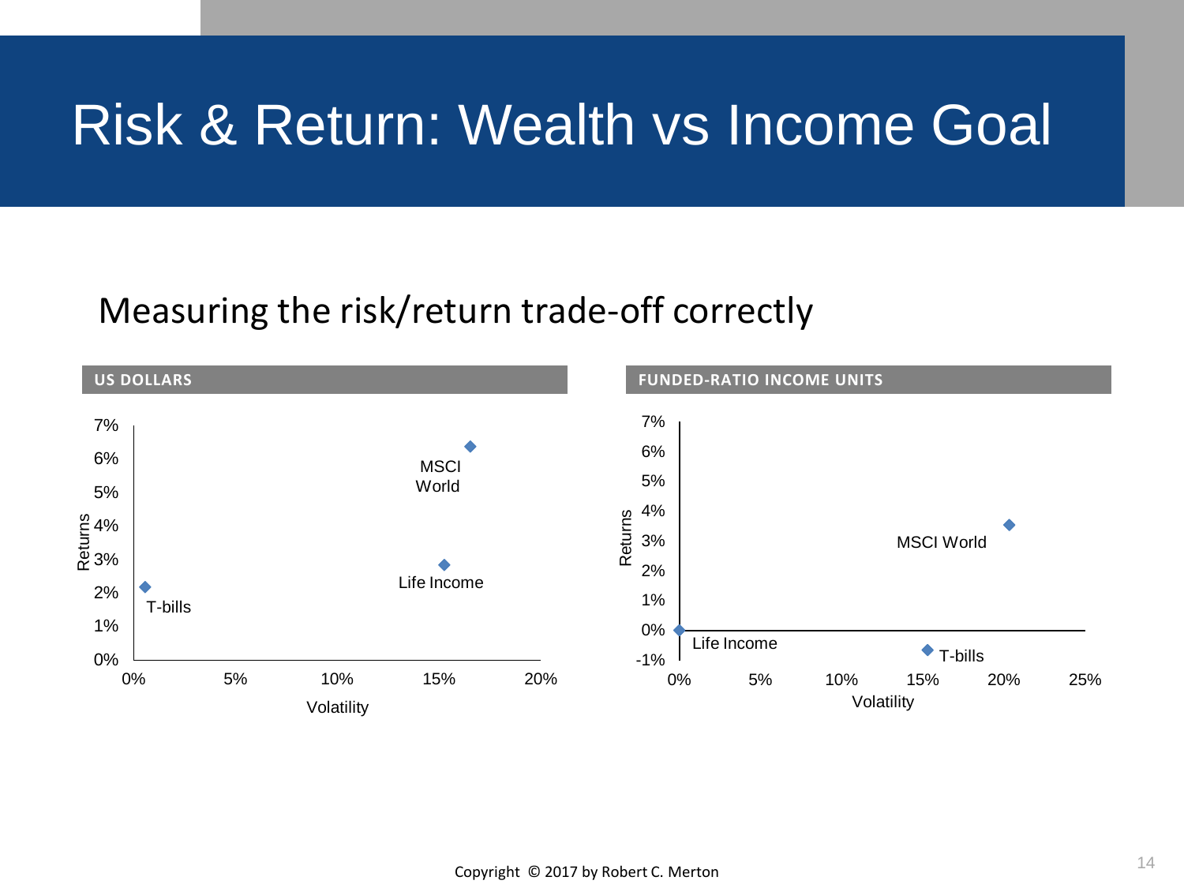# Risk & Return: Wealth vs Income Goal

## Measuring the risk/return trade-off correctly

**US DOLLARS**

Returns: 0%, 1%, 2%, 3%, 4%, 5%, 6%, 7%

Volatility: 0%, 5%, 10%, 15%, 20%

MSCI World

Life Income

T-bills

**FUNDED-RATIO INCOME UNITS**

Returns: -1%, 0%, 1%, 2%, 3%, 4%, 5%, 6%, 7%

Volatility: 0%, 5%, 10%, 15%, 20%, 25%

MSCI World

Life Income

T-bills

Copyright © 2017 by Robert C. Merton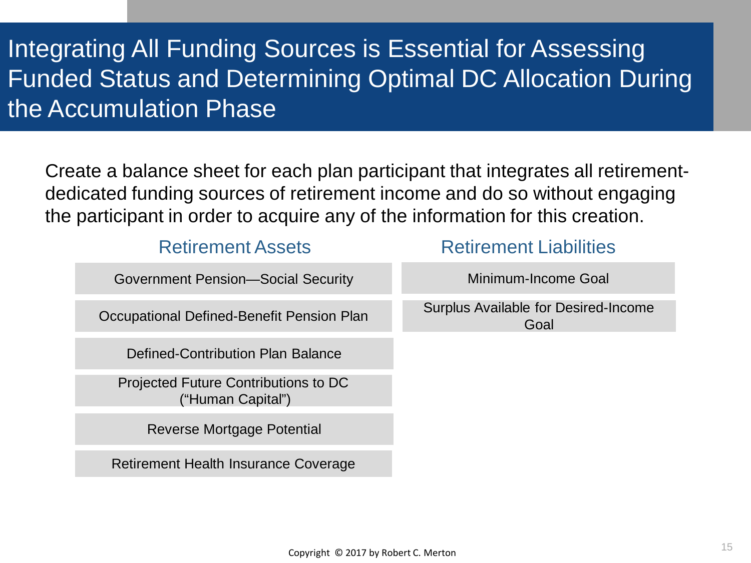# Integrating All Funding Sources is Essential for Assessing Funded Status and Determining Optimal DC Allocation During the Accumulation Phase

Create a balance sheet for each plan participant that integrates all retirement-dedicated funding sources of retirement income and do so without engaging the participant in order to acquire any of the information for this creation.

| Retirement Assets | Retirement Liabilities |
|---|---|
| Government Pension—Social Security | Minimum-Income Goal |
| Occupational Defined-Benefit Pension Plan | Surplus Available for Desired-Income Goal |
| Defined-Contribution Plan Balance | |
| Projected Future Contributions to DC ("Human Capital") | |
| Reverse Mortgage Potential | |
| Retirement Health Insurance Coverage | |

Copyright © 2017 by Robert C. Merton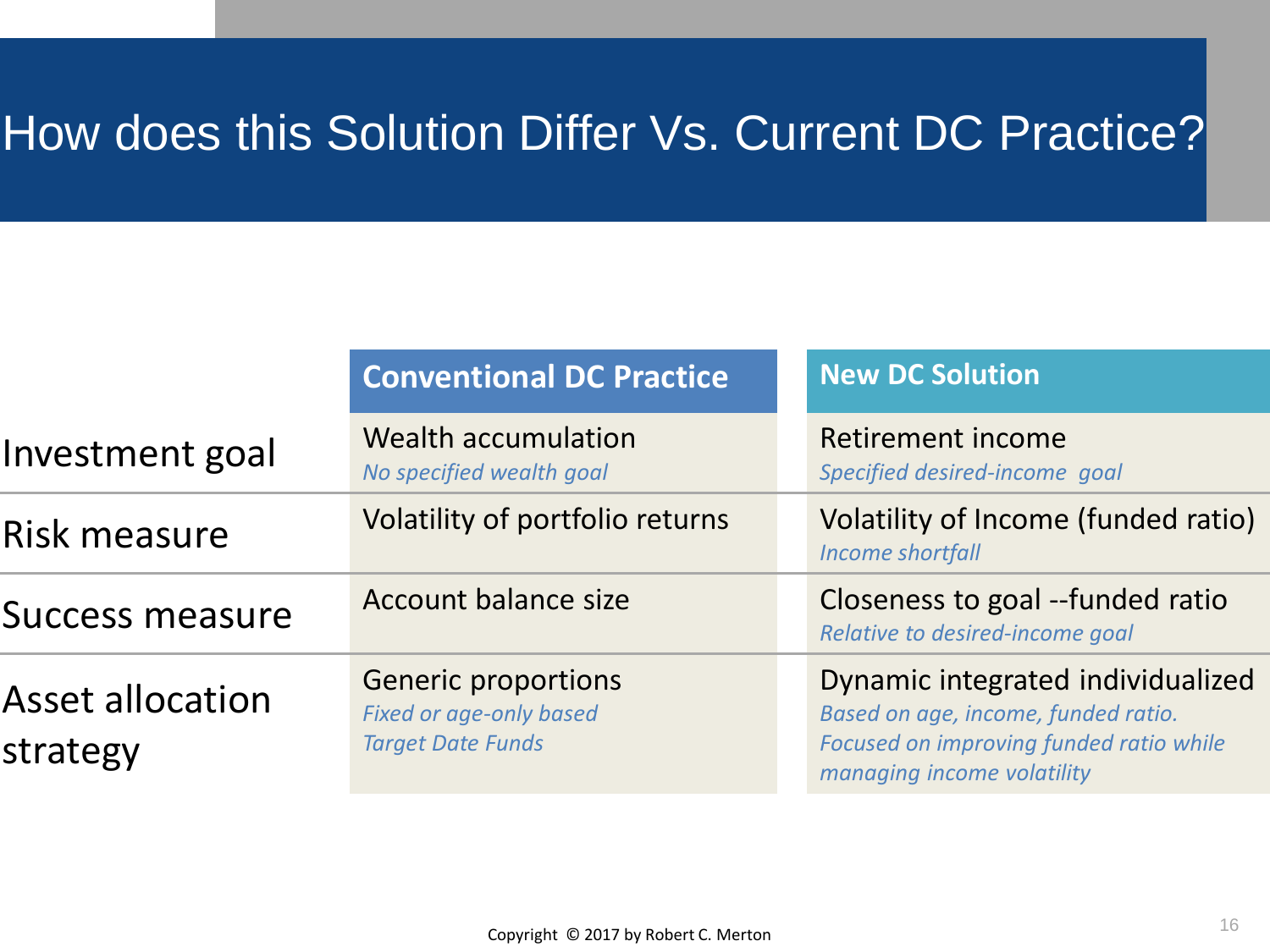# How does this Solution Differ Vs. Current DC Practice?

| | Conventional DC Practice | New DC Solution |
|---|---|---|
| Investment goal | Wealth accumulation<br>*No specified wealth goal* | Retirement income<br>*Specified desired-income goal* |
| Risk measure | Volatility of portfolio returns | Volatility of Income (funded ratio)<br>*Income shortfall* |
| Success measure | Account balance size | Closeness to goal --funded ratio<br>*Relative to desired-income goal* |
| Asset allocation strategy | Generic proportions<br>*Fixed or age-only based*<br>*Target Date Funds* | Dynamic integrated individualized<br>*Based on age, income, funded ratio.*<br>*Focused on improving funded ratio while managing income volatility* |

Copyright © 2017 by Robert C. Merton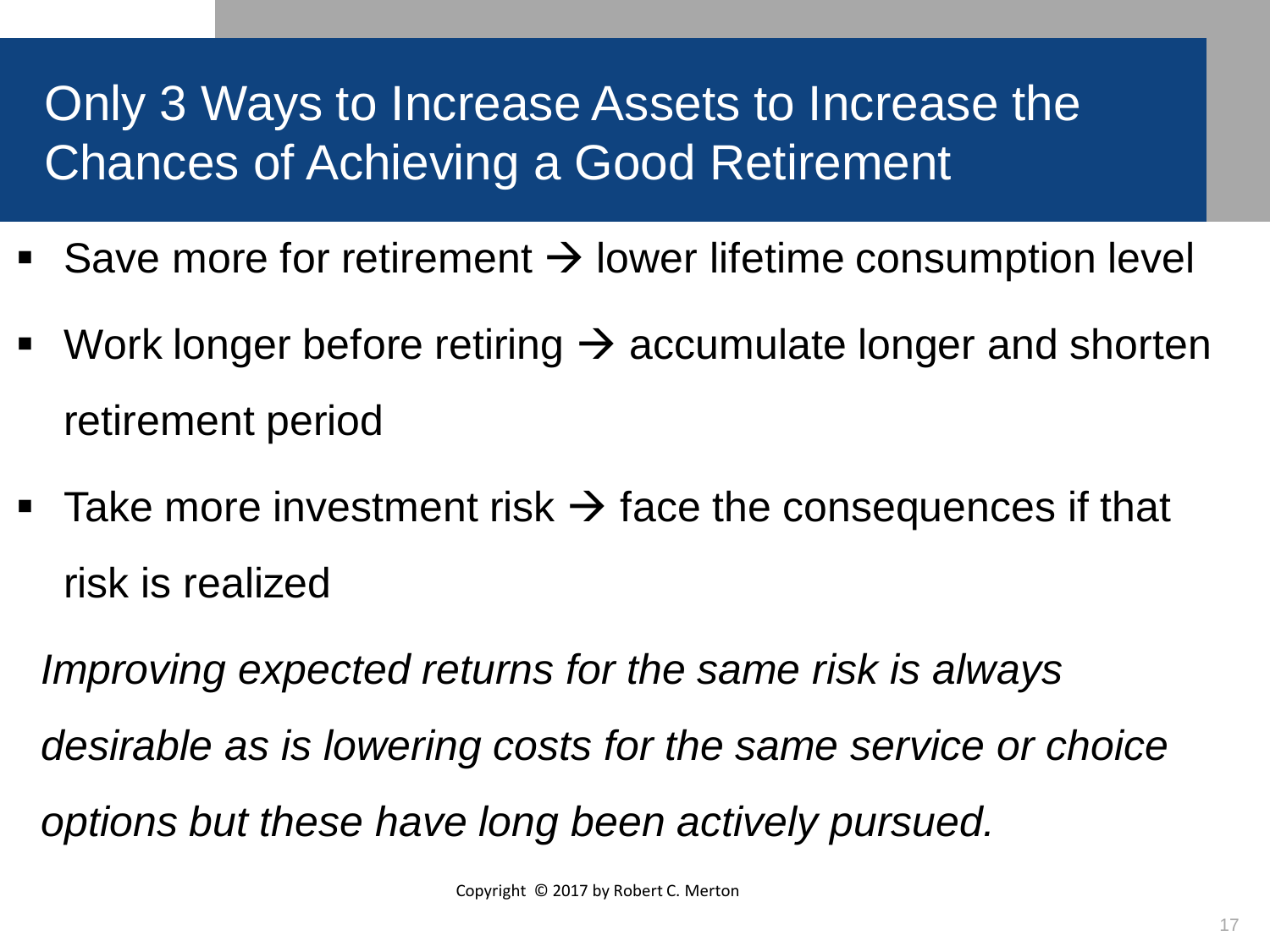# Only 3 Ways to Increase Assets to Increase the Chances of Achieving a Good Retirement

- Save more for retirement → lower lifetime consumption level
- Work longer before retiring → accumulate longer and shorten retirement period
- Take more investment risk → face the consequences if that risk is realized

*Improving expected returns for the same risk is always desirable as is lowering costs for the same service or choice options but these have long been actively pursued.*

Copyright © 2017 by Robert C. Merton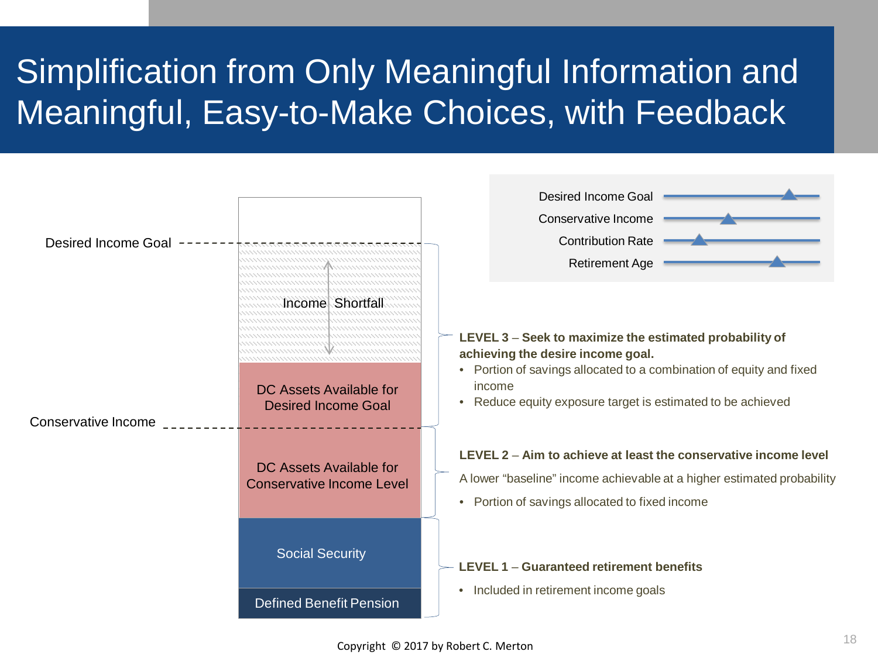# Simplification from Only Meaningful Information and Meaningful, Easy-to-Make Choices, with Feedback

Desired Income Goal

Income Shortfall

DC Assets Available for Desired Income Goal

Conservative Income

DC Assets Available for Conservative Income Level

Social Security

Defined Benefit Pension

Desired Income Goal

Conservative Income

Contribution Rate

Retirement Age

**LEVEL 3** – **Seek to maximize the estimated probability of achieving the desire income goal.**

- Portion of savings allocated to a combination of equity and fixed income
- Reduce equity exposure target is estimated to be achieved

**LEVEL 2** – **Aim to achieve at least the conservative income level**

A lower "baseline" income achievable at a higher estimated probability

- Portion of savings allocated to fixed income

**LEVEL 1** – **Guaranteed retirement benefits**

- Included in retirement income goals

Copyright © 2017 by Robert C. Merton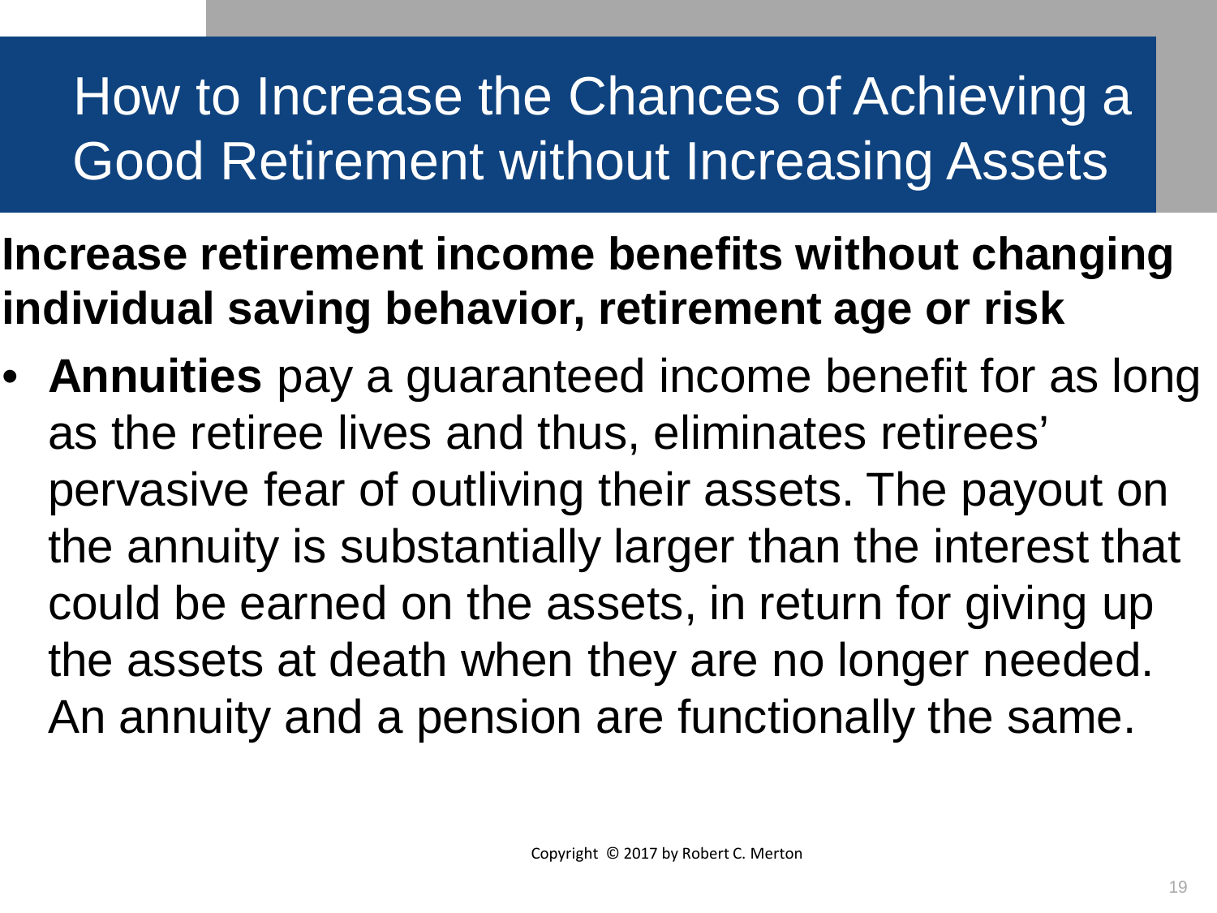# How to Increase the Chances of Achieving a Good Retirement without Increasing Assets

**Increase retirement income benefits without changing individual saving behavior, retirement age or risk**

- **Annuities** pay a guaranteed income benefit for as long as the retiree lives and thus, eliminates retirees' pervasive fear of outliving their assets. The payout on the annuity is substantially larger than the interest that could be earned on the assets, in return for giving up the assets at death when they are no longer needed. An annuity and a pension are functionally the same.

Copyright © 2017 by Robert C. Merton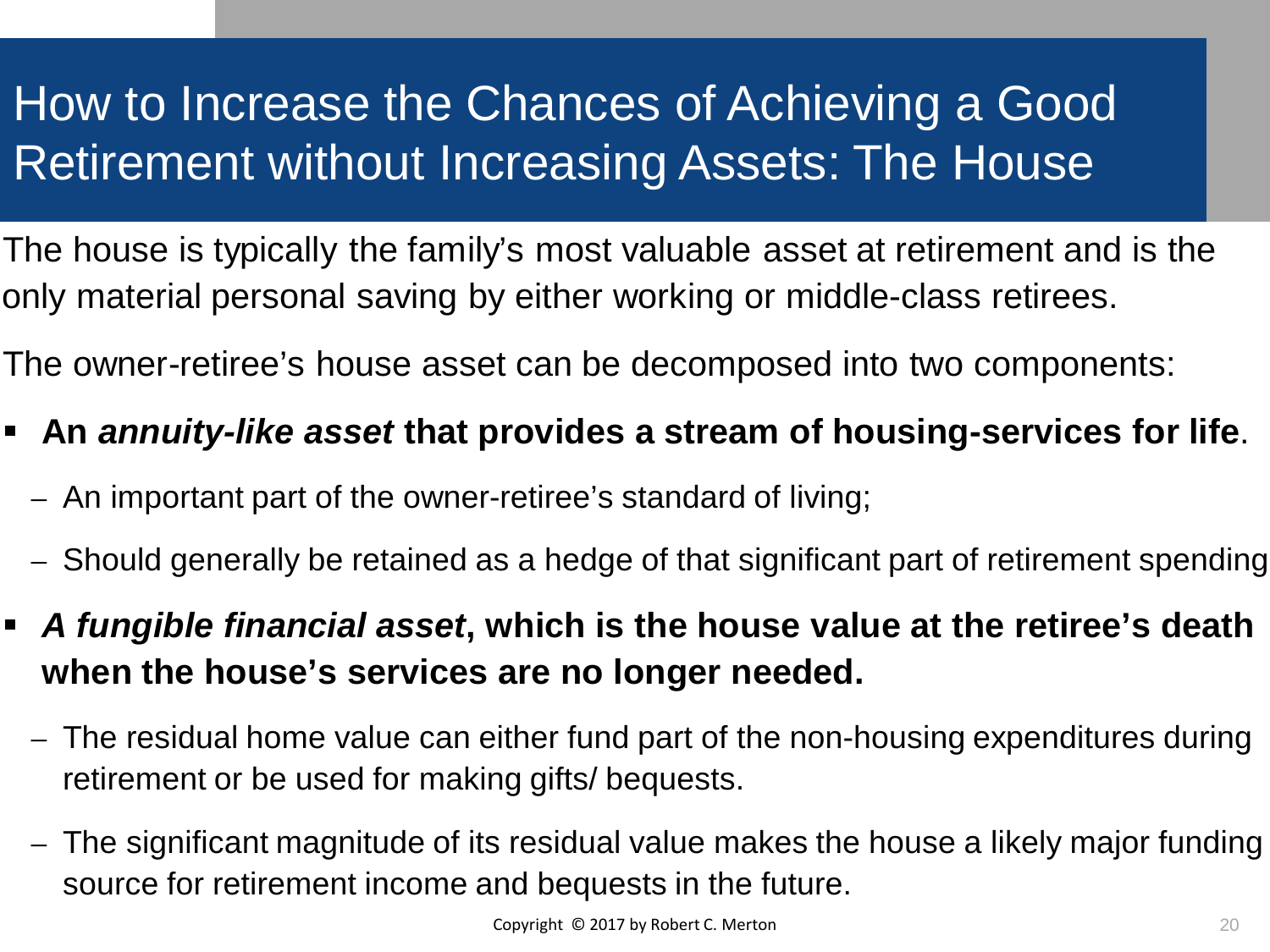# How to Increase the Chances of Achieving a Good Retirement without Increasing Assets: The House

The house is typically the family's most valuable asset at retirement and is the only material personal saving by either working or middle-class retirees.

The owner-retiree's house asset can be decomposed into two components:

- **An *annuity-like asset* that provides a stream of housing-services for life**.
  - An important part of the owner-retiree's standard of living;
  - Should generally be retained as a hedge of that significant part of retirement spending
- ***A fungible financial asset*, which is the house value at the retiree's death when the house's services are no longer needed.**
  - The residual home value can either fund part of the non-housing expenditures during retirement or be used for making gifts/ bequests.
  - The significant magnitude of its residual value makes the house a likely major funding source for retirement income and bequests in the future.

Copyright © 2017 by Robert C. Merton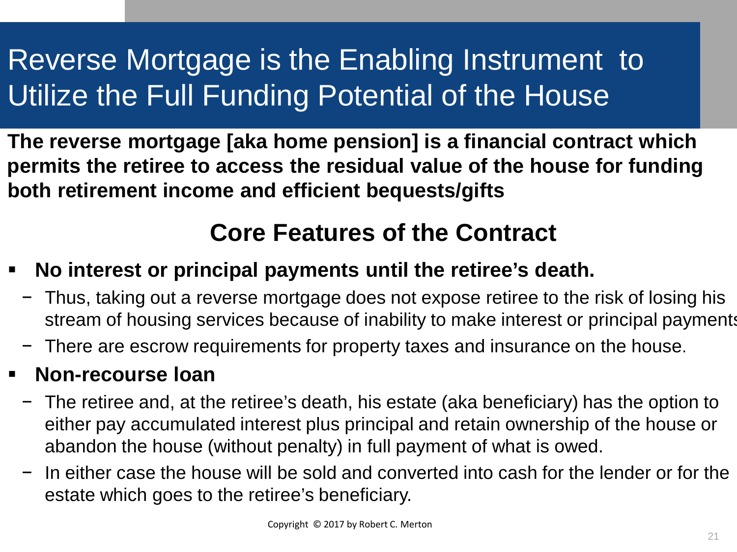# Reverse Mortgage is the Enabling Instrument to Utilize the Full Funding Potential of the House

**The reverse mortgage [aka home pension] is a financial contract which permits the retiree to access the residual value of the house for funding both retirement income and efficient bequests/gifts**

## Core Features of the Contract

- **No interest or principal payments until the retiree's death.**
  - Thus, taking out a reverse mortgage does not expose retiree to the risk of losing his stream of housing services because of inability to make interest or principal payments
  - There are escrow requirements for property taxes and insurance on the house.
- **Non-recourse loan**
  - The retiree and, at the retiree's death, his estate (aka beneficiary) has the option to either pay accumulated interest plus principal and retain ownership of the house or abandon the house (without penalty) in full payment of what is owed.
  - In either case the house will be sold and converted into cash for the lender or for the estate which goes to the retiree's beneficiary.

Copyright © 2017 by Robert C. Merton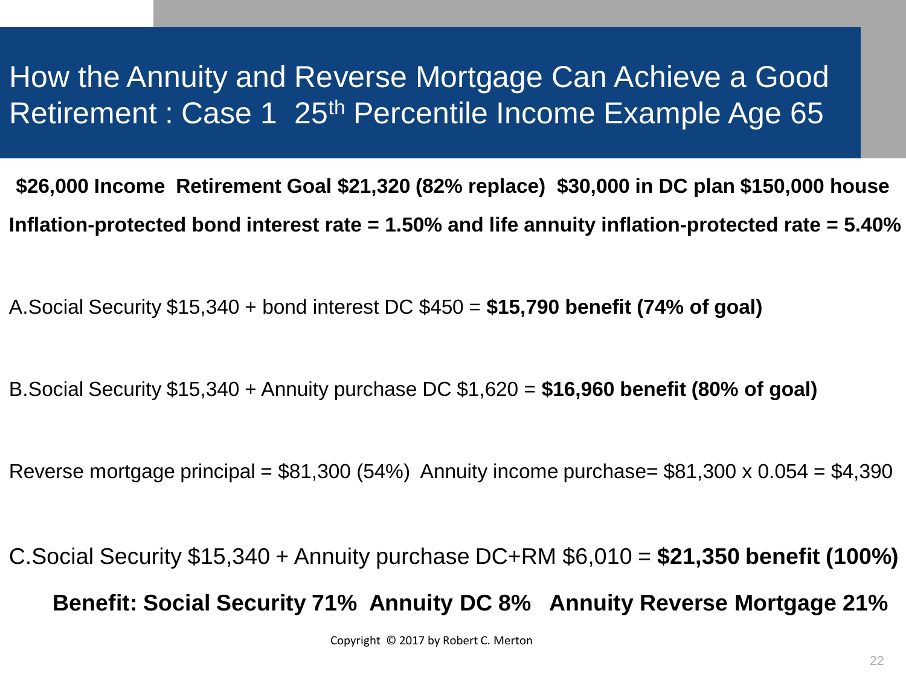# How the Annuity and Reverse Mortgage Can Achieve a Good Retirement : Case 1 25th Percentile Income Example Age 65

**$26,000 Income Retirement Goal $21,320 (82% replace) $30,000 in DC plan $150,000 house**

**Inflation-protected bond interest rate = 1.50% and life annuity inflation-protected rate = 5.40%**

A. Social Security $15,340 + bond interest DC $450 = **$15,790 benefit (74% of goal)**

B. Social Security $15,340 + Annuity purchase DC $1,620 = **$16,960 benefit (80% of goal)**

Reverse mortgage principal = $81,300 (54%) Annuity income purchase= $81,300 x 0.054 = $4,390

C. Social Security $15,340 + Annuity purchase DC+RM $6,010 = **$21,350 benefit (100%)**

**Benefit: Social Security 71% Annuity DC 8% Annuity Reverse Mortgage 21%**

Copyright © 2017 by Robert C. Merton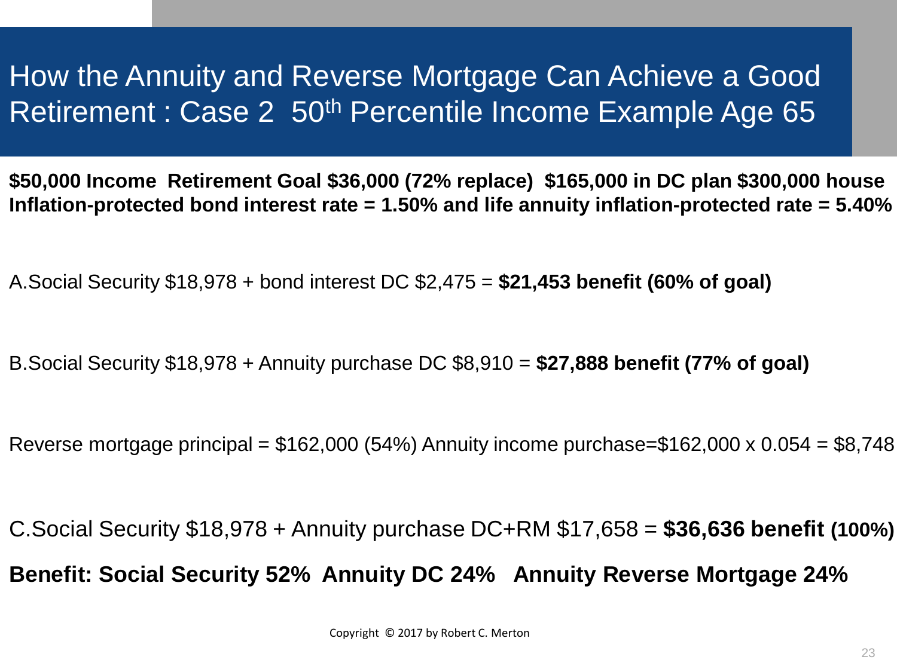# How the Annuity and Reverse Mortgage Can Achieve a Good Retirement : Case 2 50th Percentile Income Example Age 65

**$50,000 Income Retirement Goal $36,000 (72% replace) $165,000 in DC plan $300,000 house Inflation-protected bond interest rate = 1.50% and life annuity inflation-protected rate = 5.40%**

A. Social Security $18,978 + bond interest DC $2,475 = **$21,453 benefit (60% of goal)**

B. Social Security $18,978 + Annuity purchase DC $8,910 = **$27,888 benefit (77% of goal)**

Reverse mortgage principal = $162,000 (54%) Annuity income purchase=$162,000 x 0.054 = $8,748

C. Social Security $18,978 + Annuity purchase DC+RM $17,658 = **$36,636 benefit (100%)**

**Benefit: Social Security 52% Annuity DC 24% Annuity Reverse Mortgage 24%**

Copyright © 2017 by Robert C. Merton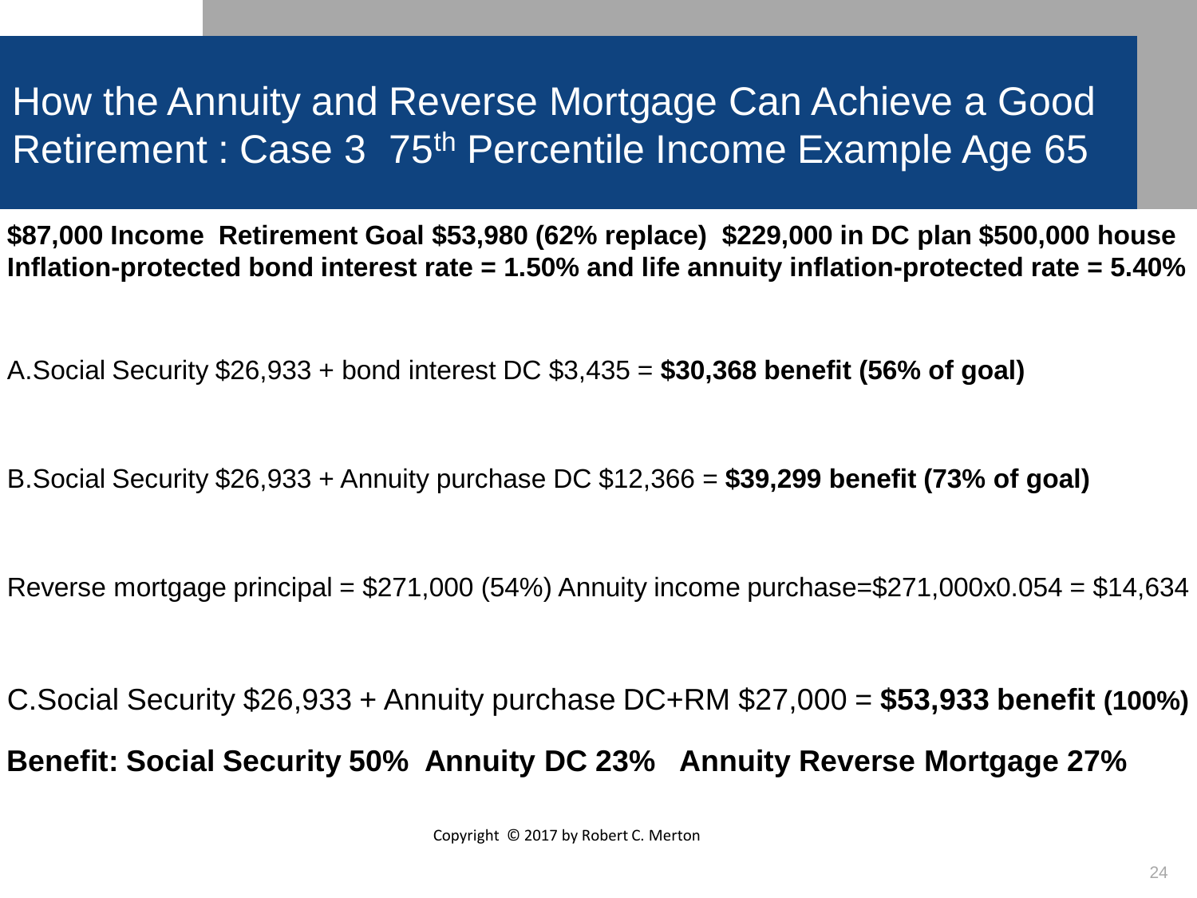# How the Annuity and Reverse Mortgage Can Achieve a Good Retirement : Case 3 75th Percentile Income Example Age 65

**$87,000 Income Retirement Goal $53,980 (62% replace) $229,000 in DC plan $500,000 house Inflation-protected bond interest rate = 1.50% and life annuity inflation-protected rate = 5.40%**

A.Social Security $26,933 + bond interest DC $3,435 = **$30,368 benefit (56% of goal)**

B.Social Security $26,933 + Annuity purchase DC $12,366 = **$39,299 benefit (73% of goal)**

Reverse mortgage principal = $271,000 (54%) Annuity income purchase=$271,000x0.054 = $14,634

C.Social Security $26,933 + Annuity purchase DC+RM $27,000 = **$53,933 benefit (100%)**

**Benefit: Social Security 50% Annuity DC 23% Annuity Reverse Mortgage 27%**

Copyright © 2017 by Robert C. Merton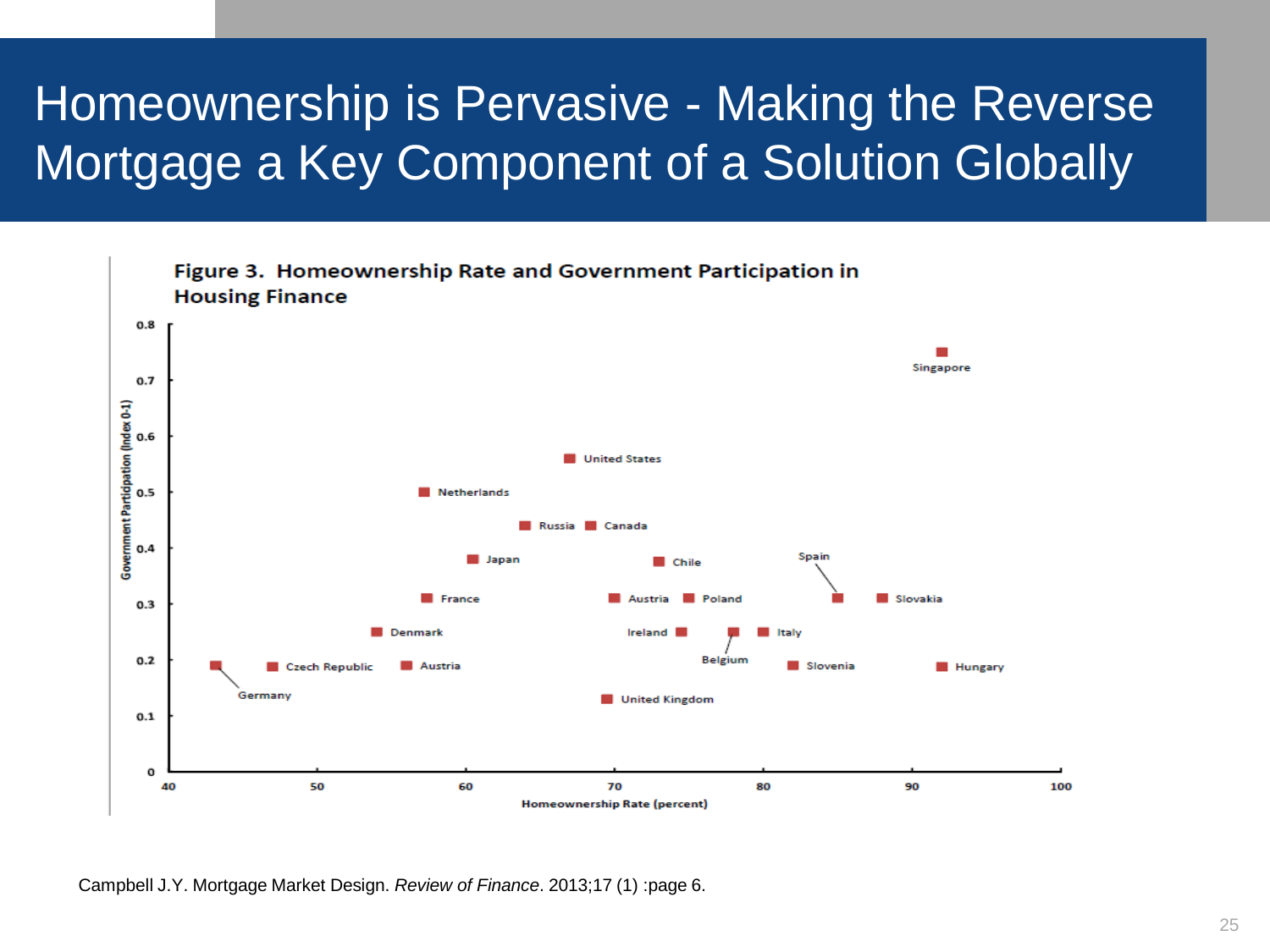# Homeownership is Pervasive - Making the Reverse Mortgage a Key Component of a Solution Globally

**Figure 3. Homeownership Rate and Government Participation in Housing Finance**

Campbell J.Y. Mortgage Market Design. *Review of Finance*. 2013;17 (1) :page 6.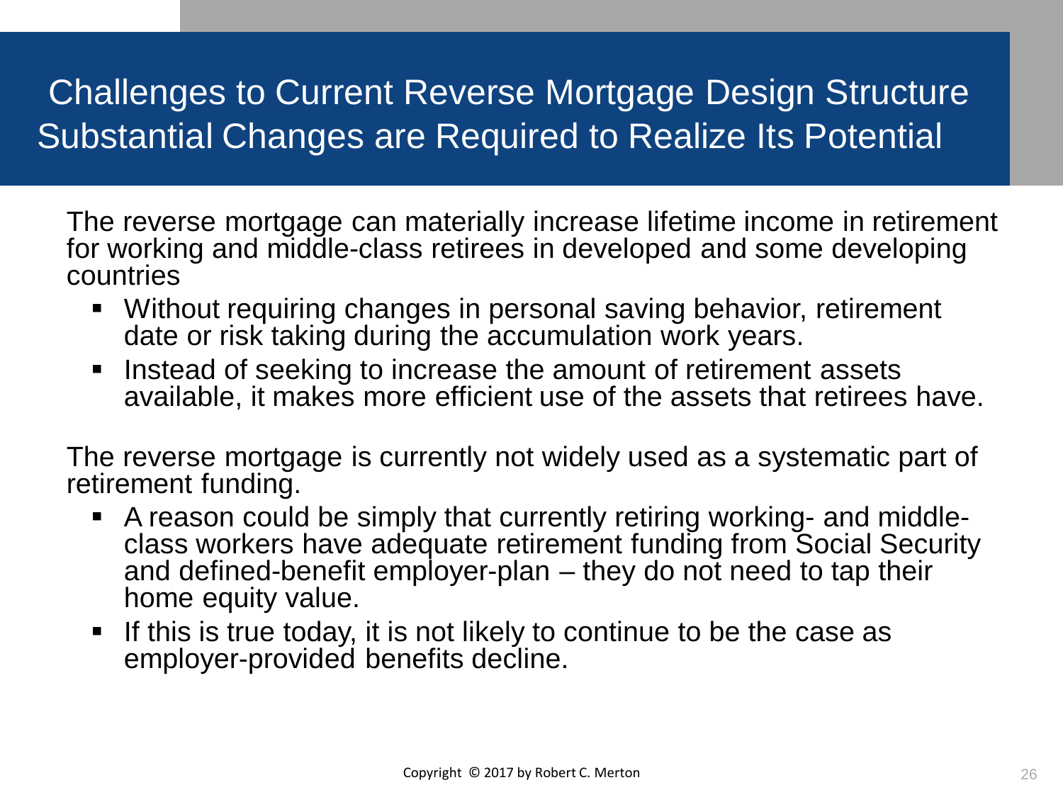# Challenges to Current Reverse Mortgage Design Structure
# Substantial Changes are Required to Realize Its Potential

The reverse mortgage can materially increase lifetime income in retirement for working and middle-class retirees in developed and some developing countries

- Without requiring changes in personal saving behavior, retirement date or risk taking during the accumulation work years.
- Instead of seeking to increase the amount of retirement assets available, it makes more efficient use of the assets that retirees have.

The reverse mortgage is currently not widely used as a systematic part of retirement funding.

- A reason could be simply that currently retiring working- and middle-class workers have adequate retirement funding from Social Security and defined-benefit employer-plan – they do not need to tap their home equity value.
- If this is true today, it is not likely to continue to be the case as employer-provided benefits decline.

Copyright © 2017 by Robert C. Merton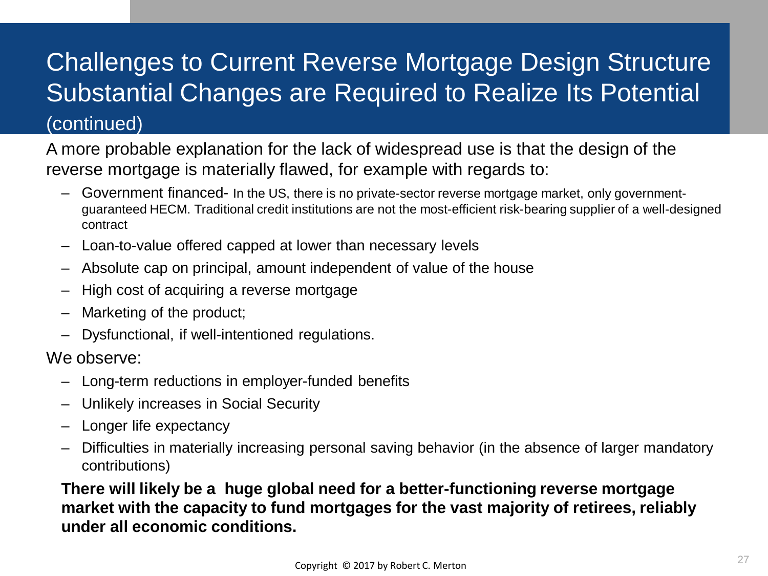# Challenges to Current Reverse Mortgage Design Structure Substantial Changes are Required to Realize Its Potential (continued)

A more probable explanation for the lack of widespread use is that the design of the reverse mortgage is materially flawed, for example with regards to:

- Government financed- In the US, there is no private-sector reverse mortgage market, only government-guaranteed HECM. Traditional credit institutions are not the most-efficient risk-bearing supplier of a well-designed contract
- Loan-to-value offered capped at lower than necessary levels
- Absolute cap on principal, amount independent of value of the house
- High cost of acquiring a reverse mortgage
- Marketing of the product;
- Dysfunctional, if well-intentioned regulations.

We observe:

- Long-term reductions in employer-funded benefits
- Unlikely increases in Social Security
- Longer life expectancy
- Difficulties in materially increasing personal saving behavior (in the absence of larger mandatory contributions)

**There will likely be a huge global need for a better-functioning reverse mortgage market with the capacity to fund mortgages for the vast majority of retirees, reliably under all economic conditions.**

Copyright © 2017 by Robert C. Merton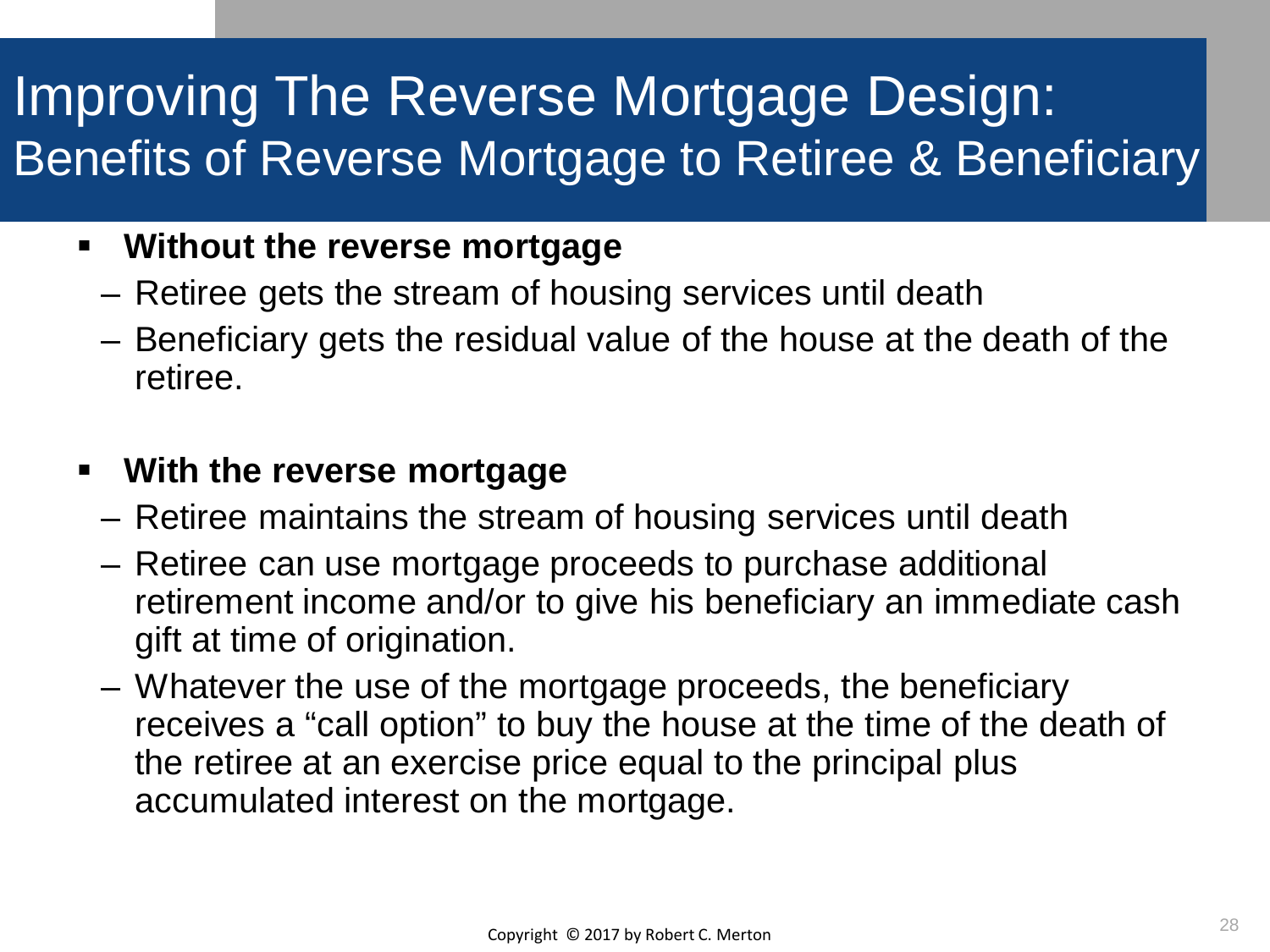# Improving The Reverse Mortgage Design:
## Benefits of Reverse Mortgage to Retiree & Beneficiary

- **Without the reverse mortgage**
  - Retiree gets the stream of housing services until death
  - Beneficiary gets the residual value of the house at the death of the retiree.

- **With the reverse mortgage**
  - Retiree maintains the stream of housing services until death
  - Retiree can use mortgage proceeds to purchase additional retirement income and/or to give his beneficiary an immediate cash gift at time of origination.
  - Whatever the use of the mortgage proceeds, the beneficiary receives a “call option” to buy the house at the time of the death of the retiree at an exercise price equal to the principal plus accumulated interest on the mortgage.

Copyright © 2017 by Robert C. Merton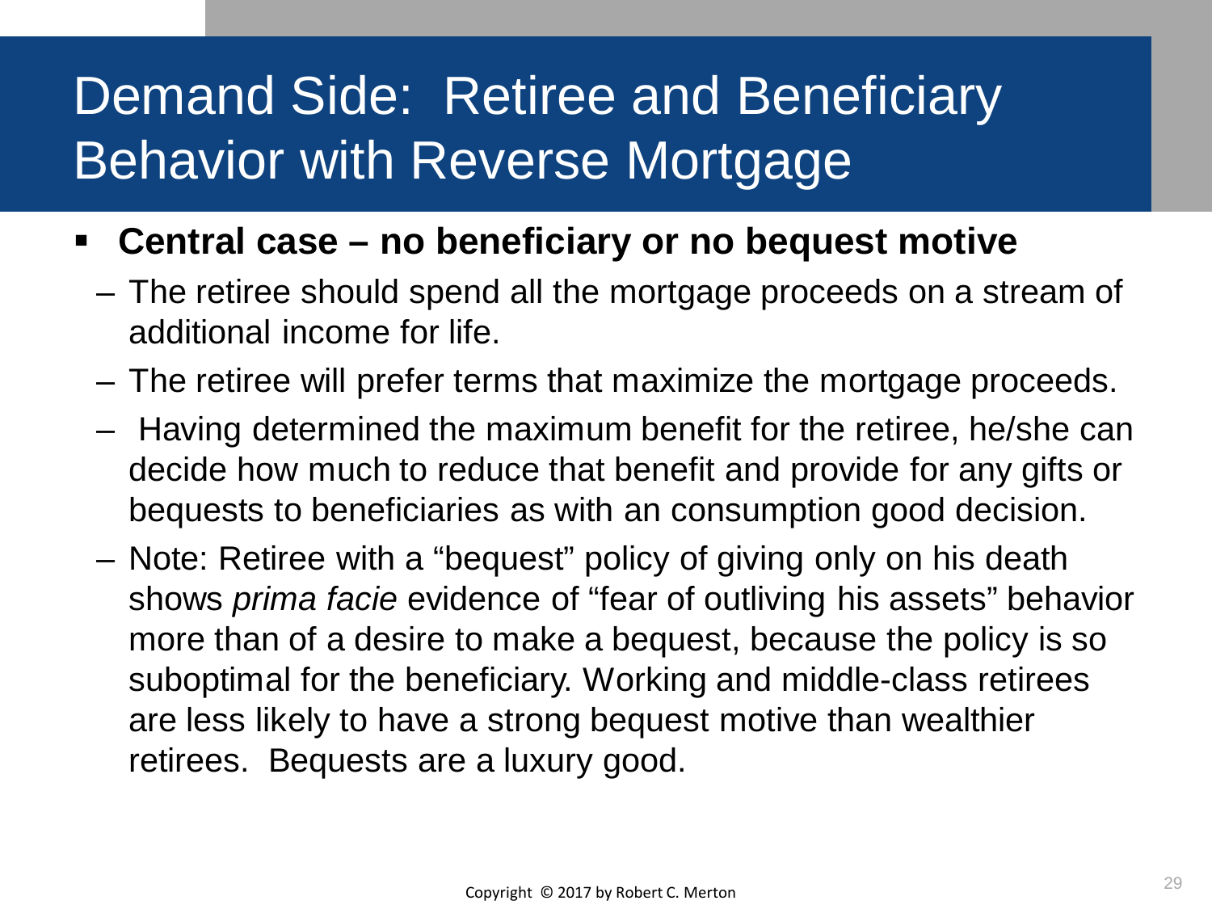# Demand Side: Retiree and Beneficiary Behavior with Reverse Mortgage

- **Central case – no beneficiary or no bequest motive**
  - The retiree should spend all the mortgage proceeds on a stream of additional income for life.
  - The retiree will prefer terms that maximize the mortgage proceeds.
  - Having determined the maximum benefit for the retiree, he/she can decide how much to reduce that benefit and provide for any gifts or bequests to beneficiaries as with an consumption good decision.
  - Note: Retiree with a "bequest" policy of giving only on his death shows *prima facie* evidence of "fear of outliving his assets" behavior more than of a desire to make a bequest, because the policy is so suboptimal for the beneficiary. Working and middle-class retirees are less likely to have a strong bequest motive than wealthier retirees. Bequests are a luxury good.

Copyright © 2017 by Robert C. Merton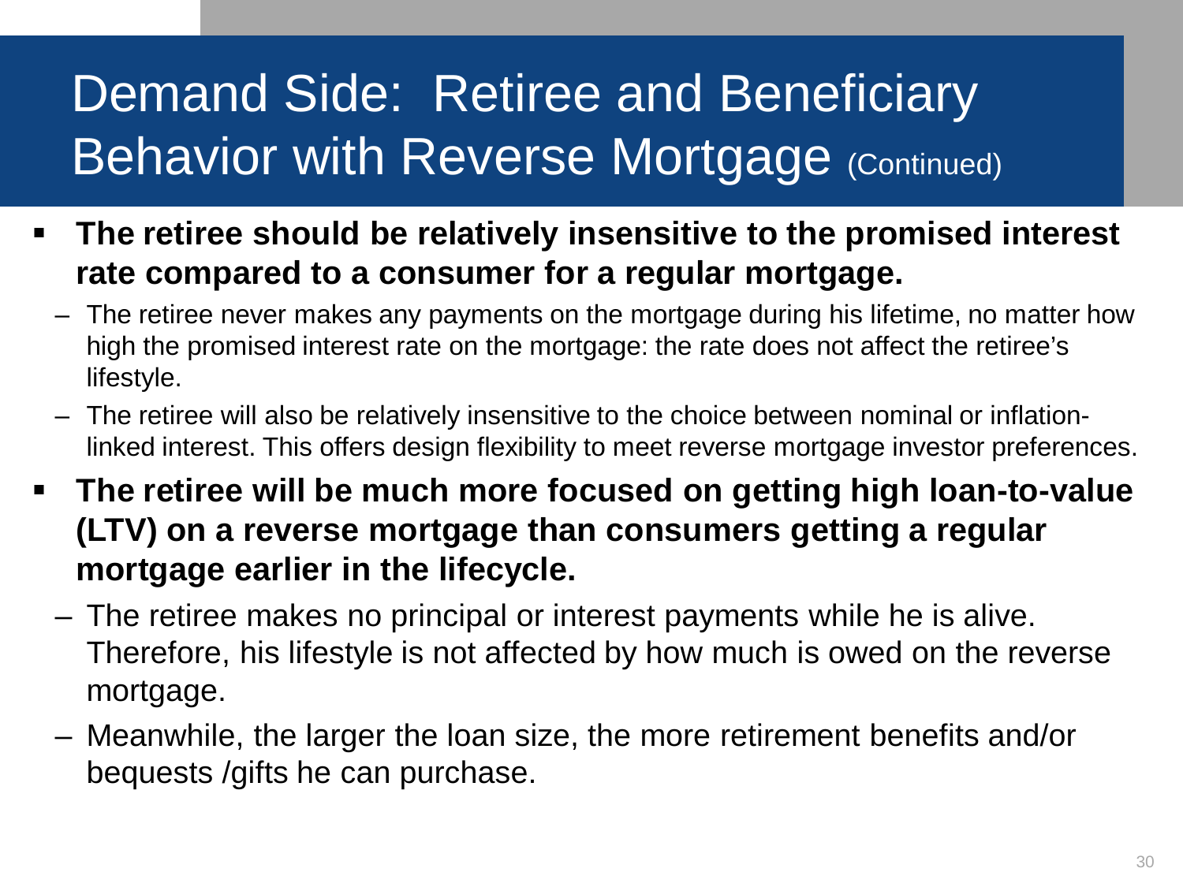# Demand Side: Retiree and Beneficiary Behavior with Reverse Mortgage (Continued)

- **The retiree should be relatively insensitive to the promised interest rate compared to a consumer for a regular mortgage.**
  - The retiree never makes any payments on the mortgage during his lifetime, no matter how high the promised interest rate on the mortgage: the rate does not affect the retiree's lifestyle.
  - The retiree will also be relatively insensitive to the choice between nominal or inflation-linked interest. This offers design flexibility to meet reverse mortgage investor preferences.
- **The retiree will be much more focused on getting high loan-to-value (LTV) on a reverse mortgage than consumers getting a regular mortgage earlier in the lifecycle.**
  - The retiree makes no principal or interest payments while he is alive. Therefore, his lifestyle is not affected by how much is owed on the reverse mortgage.
  - Meanwhile, the larger the loan size, the more retirement benefits and/or bequests /gifts he can purchase.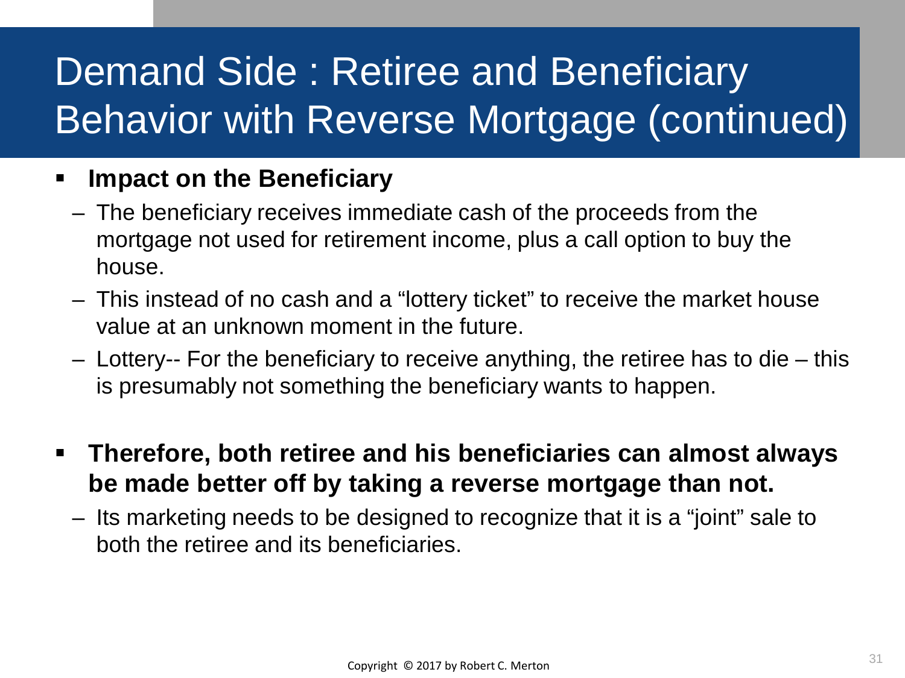# Demand Side : Retiree and Beneficiary Behavior with Reverse Mortgage (continued)

- **Impact on the Beneficiary**
  - The beneficiary receives immediate cash of the proceeds from the mortgage not used for retirement income, plus a call option to buy the house.
  - This instead of no cash and a "lottery ticket" to receive the market house value at an unknown moment in the future.
  - Lottery-- For the beneficiary to receive anything, the retiree has to die – this is presumably not something the beneficiary wants to happen.

- **Therefore, both retiree and his beneficiaries can almost always be made better off by taking a reverse mortgage than not.**
  - Its marketing needs to be designed to recognize that it is a "joint" sale to both the retiree and its beneficiaries.

Copyright © 2017 by Robert C. Merton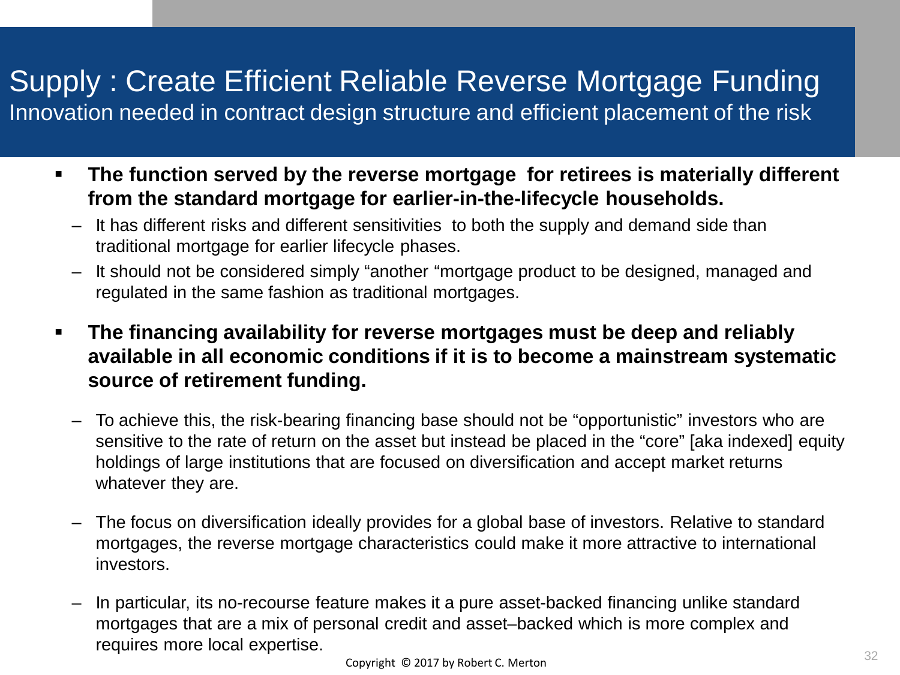# Supply : Create Efficient Reliable Reverse Mortgage Funding

Innovation needed in contract design structure and efficient placement of the risk

- **The function served by the reverse mortgage for retirees is materially different from the standard mortgage for earlier-in-the-lifecycle households.**
  - It has different risks and different sensitivities to both the supply and demand side than traditional mortgage for earlier lifecycle phases.
  - It should not be considered simply "another "mortgage product to be designed, managed and regulated in the same fashion as traditional mortgages.
- **The financing availability for reverse mortgages must be deep and reliably available in all economic conditions if it is to become a mainstream systematic source of retirement funding.**
  - To achieve this, the risk-bearing financing base should not be "opportunistic" investors who are sensitive to the rate of return on the asset but instead be placed in the "core" [aka indexed] equity holdings of large institutions that are focused on diversification and accept market returns whatever they are.
  - The focus on diversification ideally provides for a global base of investors. Relative to standard mortgages, the reverse mortgage characteristics could make it more attractive to international investors.
  - In particular, its no-recourse feature makes it a pure asset-backed financing unlike standard mortgages that are a mix of personal credit and asset–backed which is more complex and requires more local expertise.

Copyright © 2017 by Robert C. Merton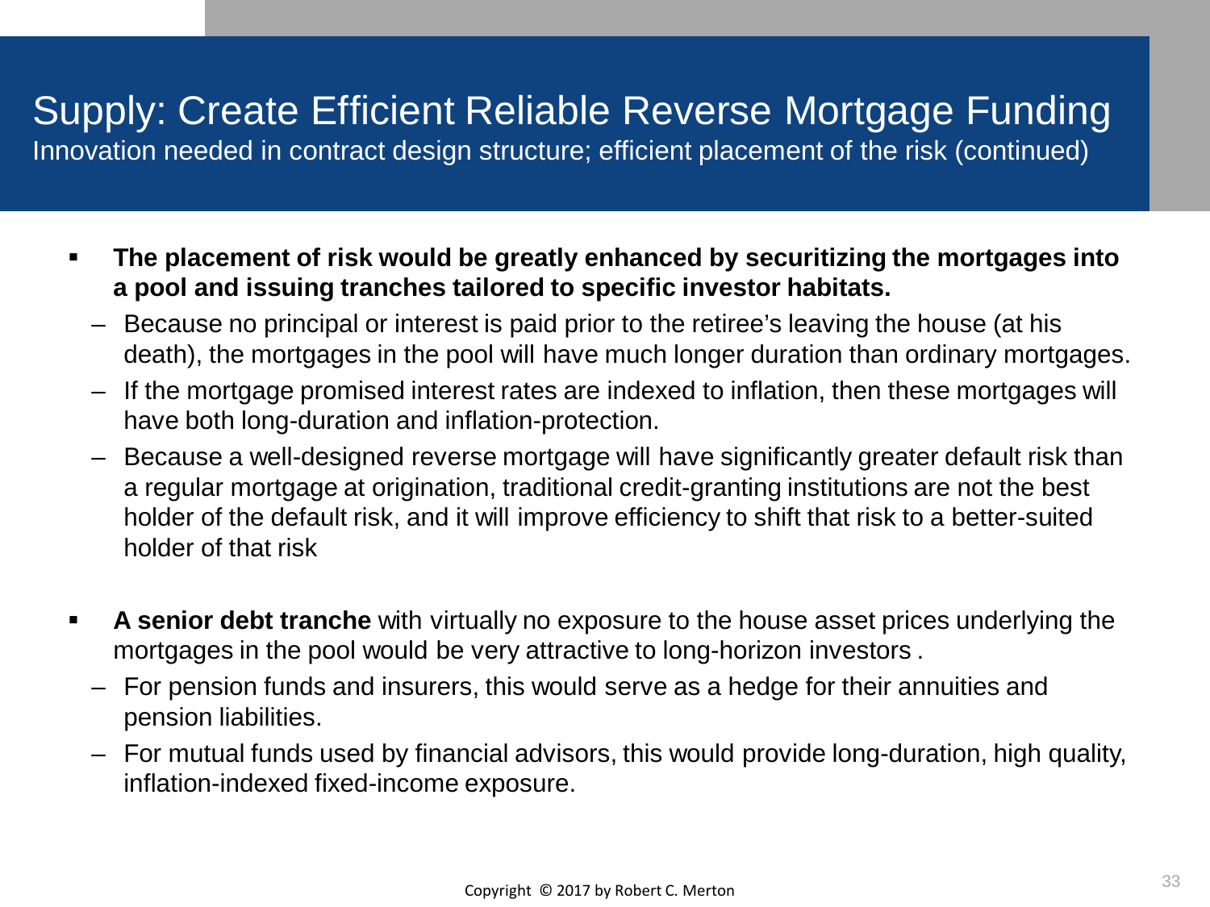# Supply: Create Efficient Reliable Reverse Mortgage Funding

Innovation needed in contract design structure; efficient placement of the risk (continued)

- **The placement of risk would be greatly enhanced by securitizing the mortgages into a pool and issuing tranches tailored to specific investor habitats.**
  - Because no principal or interest is paid prior to the retiree's leaving the house (at his death), the mortgages in the pool will have much longer duration than ordinary mortgages.
  - If the mortgage promised interest rates are indexed to inflation, then these mortgages will have both long-duration and inflation-protection.
  - Because a well-designed reverse mortgage will have significantly greater default risk than a regular mortgage at origination, traditional credit-granting institutions are not the best holder of the default risk, and it will improve efficiency to shift that risk to a better-suited holder of that risk

- **A senior debt tranche** with virtually no exposure to the house asset prices underlying the mortgages in the pool would be very attractive to long-horizon investors .
  - For pension funds and insurers, this would serve as a hedge for their annuities and pension liabilities.
  - For mutual funds used by financial advisors, this would provide long-duration, high quality, inflation-indexed fixed-income exposure.

Copyright © 2017 by Robert C. Merton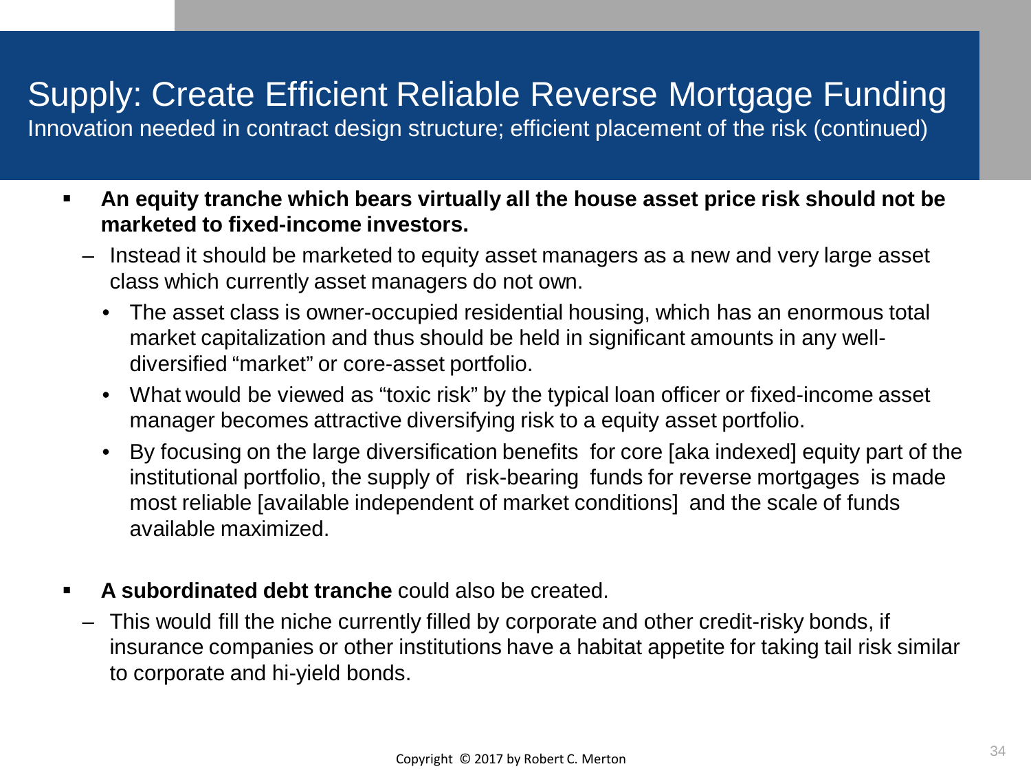# Supply: Create Efficient Reliable Reverse Mortgage Funding

Innovation needed in contract design structure; efficient placement of the risk (continued)

- **An equity tranche which bears virtually all the house asset price risk should not be marketed to fixed-income investors.**
  - Instead it should be marketed to equity asset managers as a new and very large asset class which currently asset managers do not own.
    - The asset class is owner-occupied residential housing, which has an enormous total market capitalization and thus should be held in significant amounts in any well-diversified "market" or core-asset portfolio.
    - What would be viewed as "toxic risk" by the typical loan officer or fixed-income asset manager becomes attractive diversifying risk to a equity asset portfolio.
    - By focusing on the large diversification benefits for core [aka indexed] equity part of the institutional portfolio, the supply of risk-bearing funds for reverse mortgages is made most reliable [available independent of market conditions] and the scale of funds available maximized.

- **A subordinated debt tranche** could also be created.
  - This would fill the niche currently filled by corporate and other credit-risky bonds, if insurance companies or other institutions have a habitat appetite for taking tail risk similar to corporate and hi-yield bonds.

Copyright © 2017 by Robert C. Merton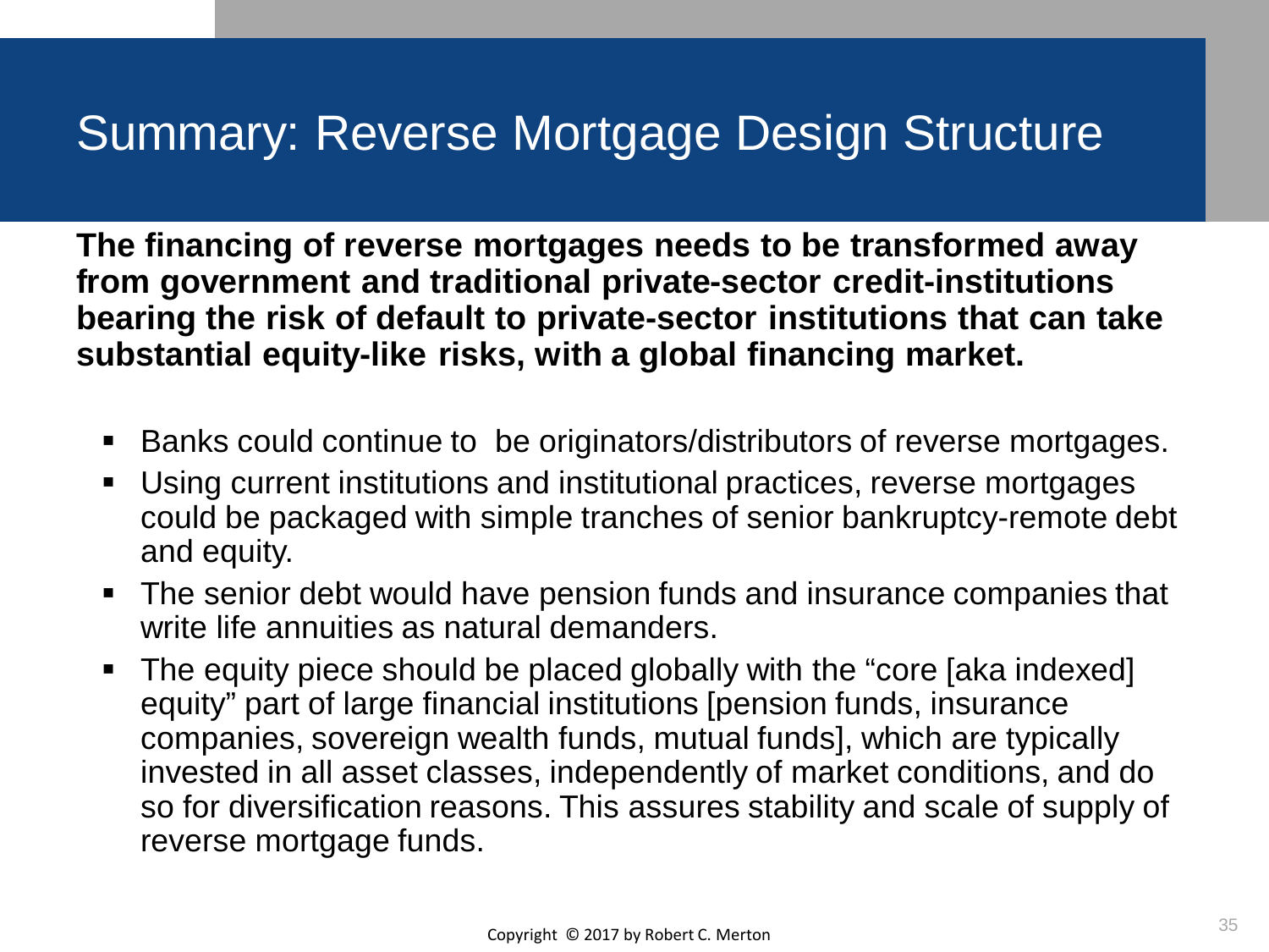# Summary: Reverse Mortgage Design Structure

**The financing of reverse mortgages needs to be transformed away from government and traditional private-sector credit-institutions bearing the risk of default to private-sector institutions that can take substantial equity-like risks, with a global financing market.**

- Banks could continue to be originators/distributors of reverse mortgages.
- Using current institutions and institutional practices, reverse mortgages could be packaged with simple tranches of senior bankruptcy-remote debt and equity.
- The senior debt would have pension funds and insurance companies that write life annuities as natural demanders.
- The equity piece should be placed globally with the "core [aka indexed] equity" part of large financial institutions [pension funds, insurance companies, sovereign wealth funds, mutual funds], which are typically invested in all asset classes, independently of market conditions, and do so for diversification reasons. This assures stability and scale of supply of reverse mortgage funds.

Copyright © 2017 by Robert C. Merton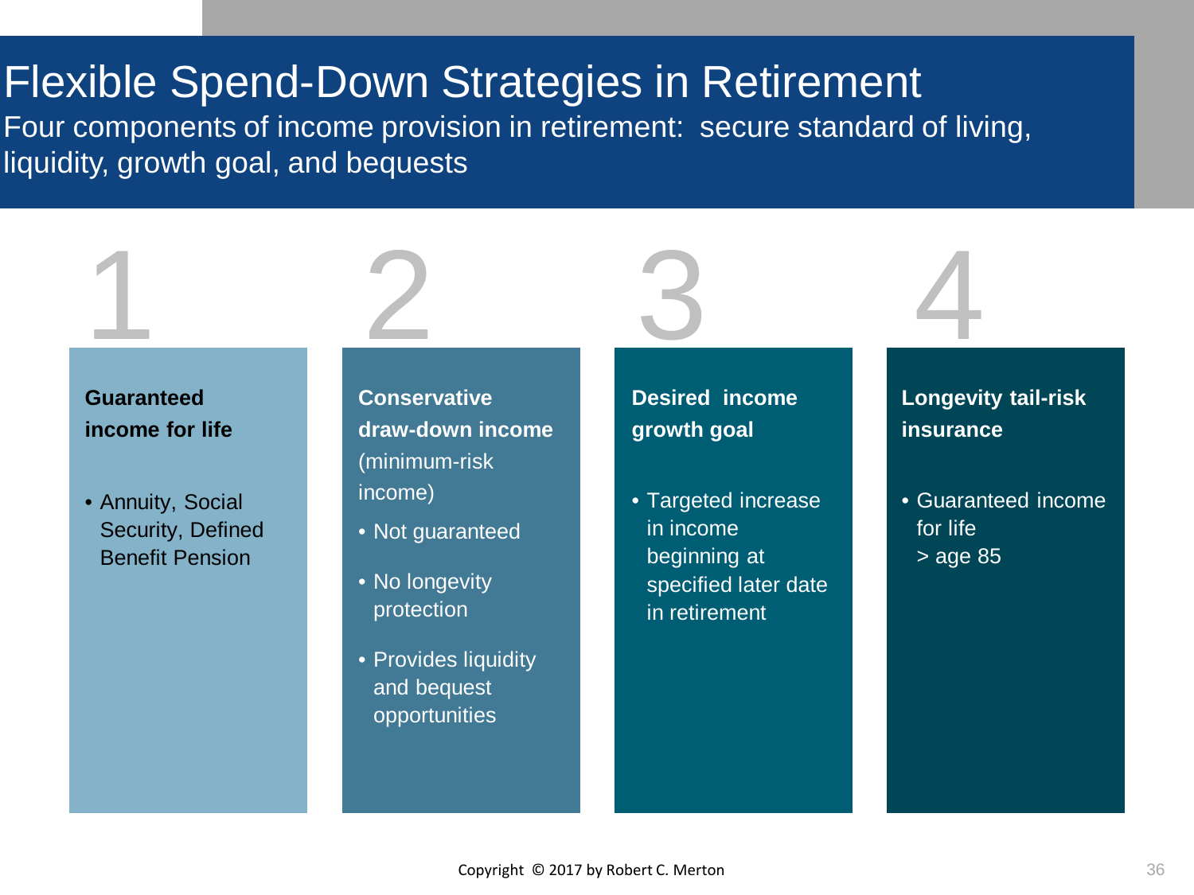# Flexible Spend-Down Strategies in Retirement

Four components of income provision in retirement: secure standard of living, liquidity, growth goal, and bequests

## 1

**Guaranteed income for life**

- Annuity, Social Security, Defined Benefit Pension

## 2

**Conservative draw-down income** (minimum-risk income)

- Not guaranteed
- No longevity protection
- Provides liquidity and bequest opportunities

## 3

**Desired income growth goal**

- Targeted increase in income beginning at specified later date in retirement

## 4

**Longevity tail-risk insurance**

- Guaranteed income for life > age 85

Copyright © 2017 by Robert C. Merton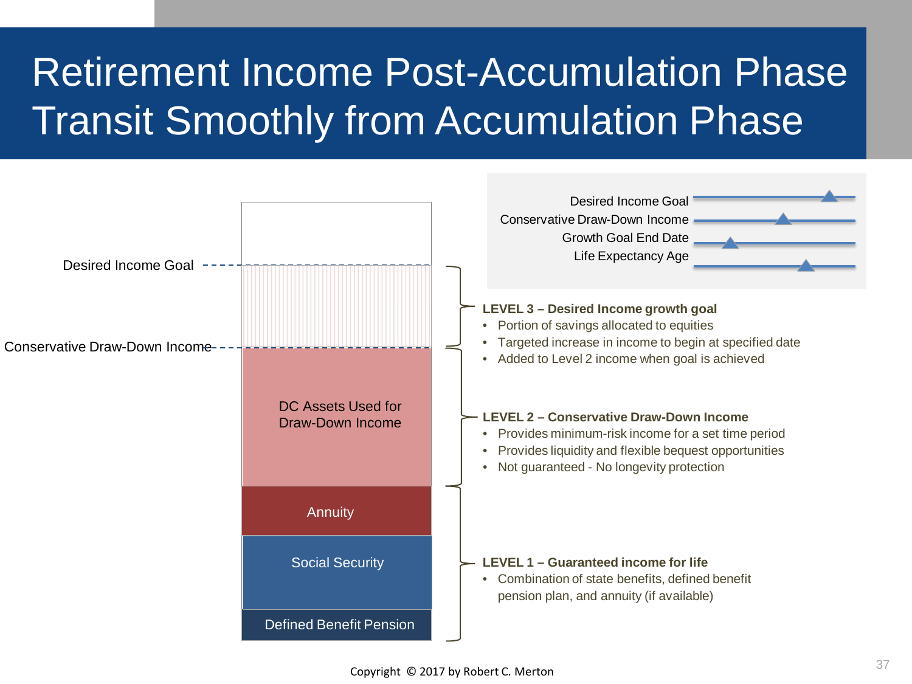# Retirement Income Post-Accumulation Phase Transit Smoothly from Accumulation Phase

Desired Income Goal
Conservative Draw-Down Income
Growth Goal End Date
Life Expectancy Age

Desired Income Goal

Conservative Draw-Down Income

DC Assets Used for Draw-Down Income

Annuity

Social Security

Defined Benefit Pension

**LEVEL 3 – Desired Income growth goal**

- Portion of savings allocated to equities
- Targeted increase in income to begin at specified date
- Added to Level 2 income when goal is achieved

**LEVEL 2 – Conservative Draw-Down Income**

- Provides minimum-risk income for a set time period
- Provides liquidity and flexible bequest opportunities
- Not guaranteed - No longevity protection

**LEVEL 1 – Guaranteed income for life**

- Combination of state benefits, defined benefit pension plan, and annuity (if available)

Copyright © 2017 by Robert C. Merton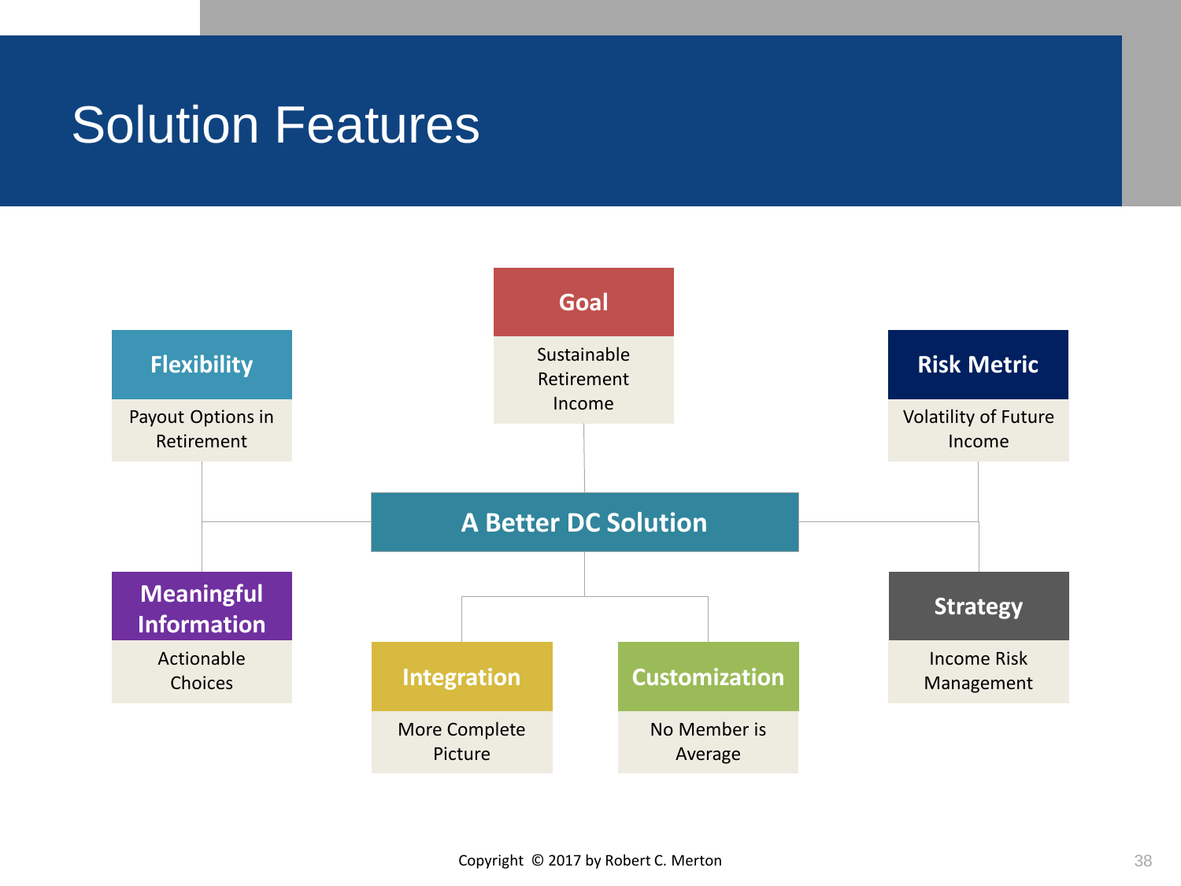# Solution Features

**A Better DC Solution**

- **Goal**: Sustainable Retirement Income
- **Flexibility**: Payout Options in Retirement
- **Risk Metric**: Volatility of Future Income
- **Meaningful Information**: Actionable Choices
- **Integration**: More Complete Picture
- **Customization**: No Member is Average
- **Strategy**: Income Risk Management

Copyright © 2017 by Robert C. Merton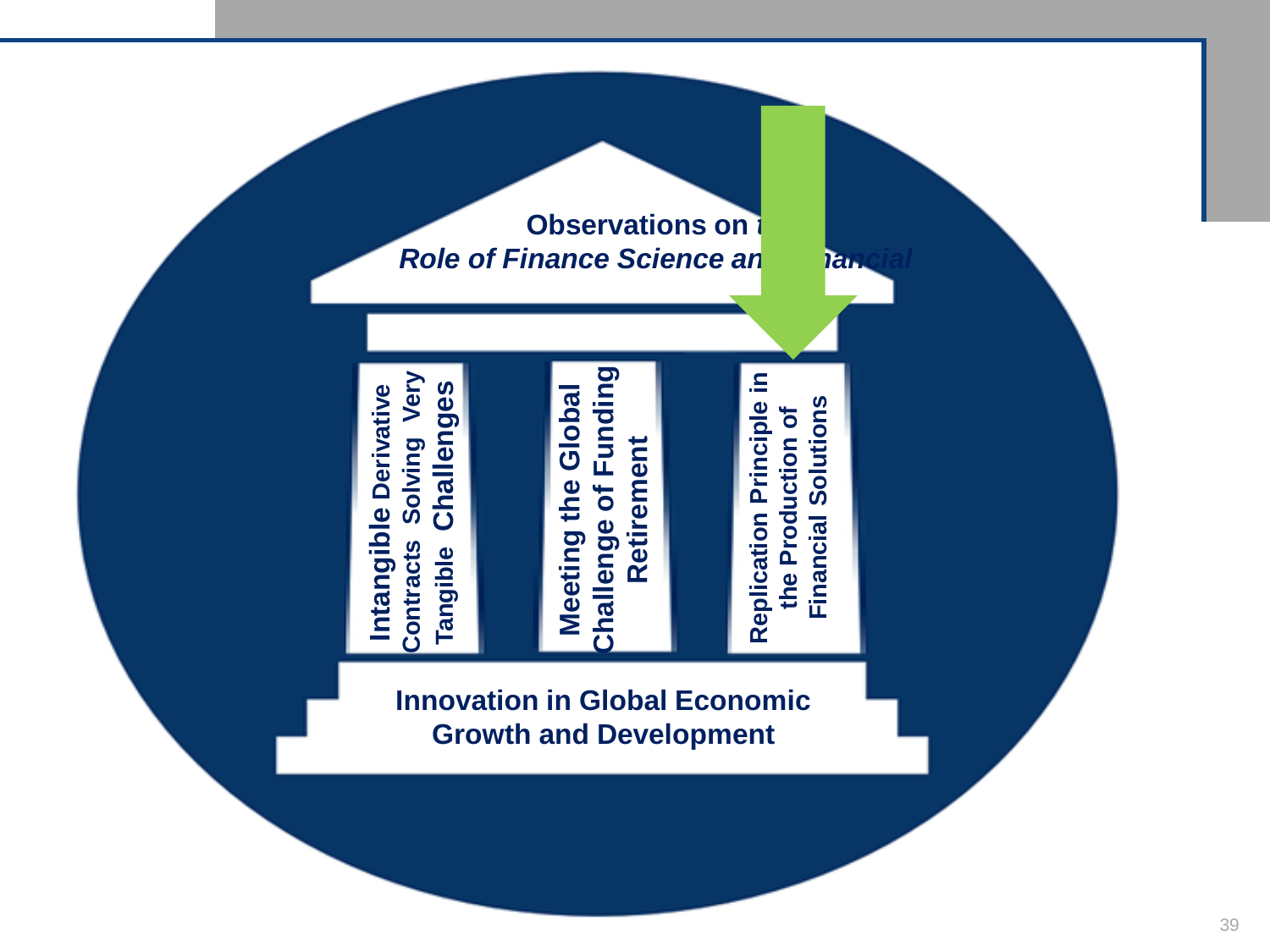**Observations on t**

***Role of Finance Science an   nancial***

**Intangible Derivative Contracts Solving Very Tangible Challenges**

**Meeting the Global Challenge of Funding Retirement**

**Replication Principle in the Production of Financial Solutions**

**Innovation in Global Economic Growth and Development**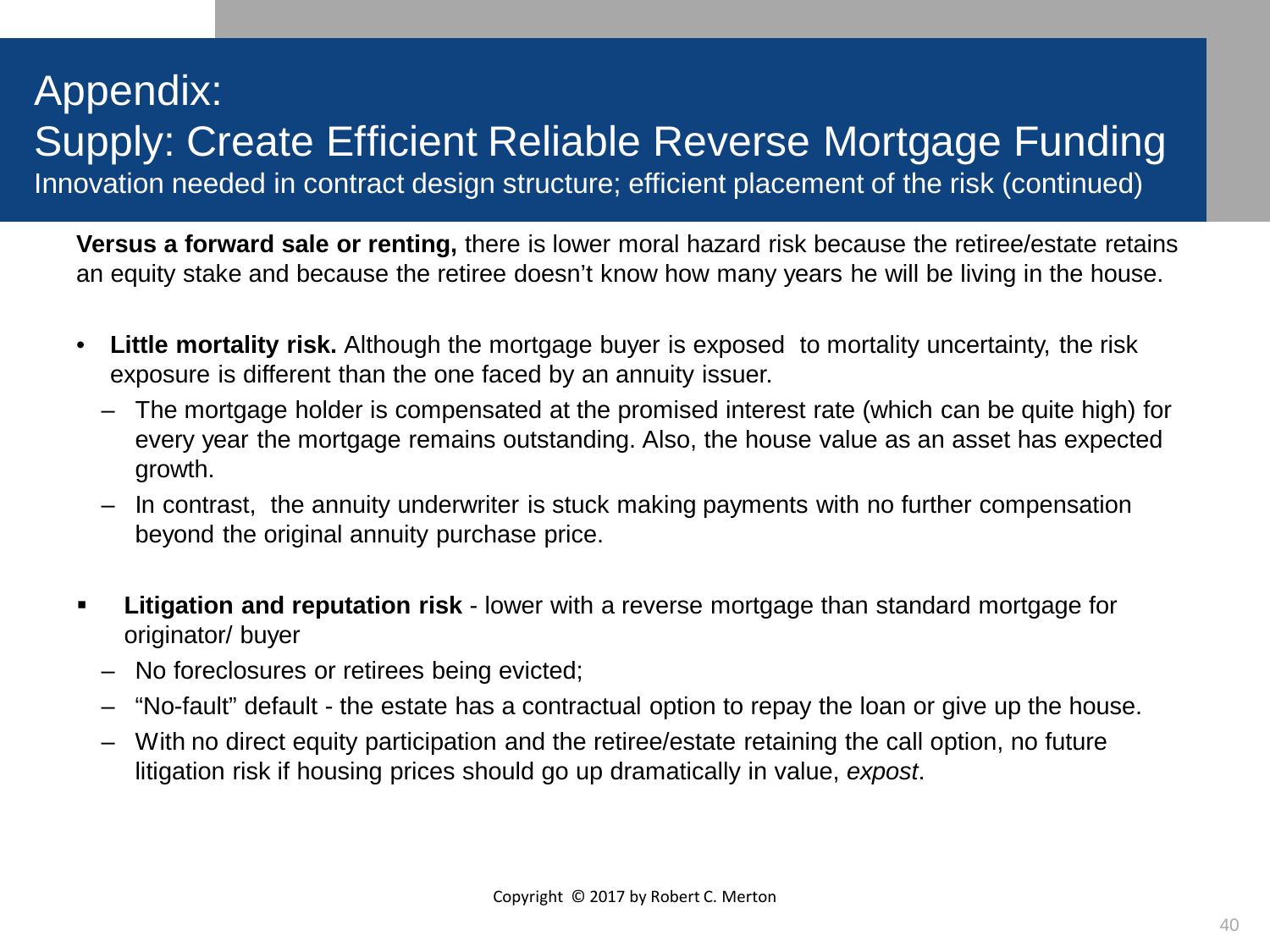# Appendix:
# Supply: Create Efficient Reliable Reverse Mortgage Funding

Innovation needed in contract design structure; efficient placement of the risk (continued)

**Versus a forward sale or renting,** there is lower moral hazard risk because the retiree/estate retains an equity stake and because the retiree doesn't know how many years he will be living in the house.

- **Little mortality risk.** Although the mortgage buyer is exposed to mortality uncertainty, the risk exposure is different than the one faced by an annuity issuer.
  - The mortgage holder is compensated at the promised interest rate (which can be quite high) for every year the mortgage remains outstanding. Also, the house value as an asset has expected growth.
  - In contrast, the annuity underwriter is stuck making payments with no further compensation beyond the original annuity purchase price.

- **Litigation and reputation risk** - lower with a reverse mortgage than standard mortgage for originator/ buyer
  - No foreclosures or retirees being evicted;
  - "No-fault" default - the estate has a contractual option to repay the loan or give up the house.
  - With no direct equity participation and the retiree/estate retaining the call option, no future litigation risk if housing prices should go up dramatically in value, *expost*.

Copyright © 2017 by Robert C. Merton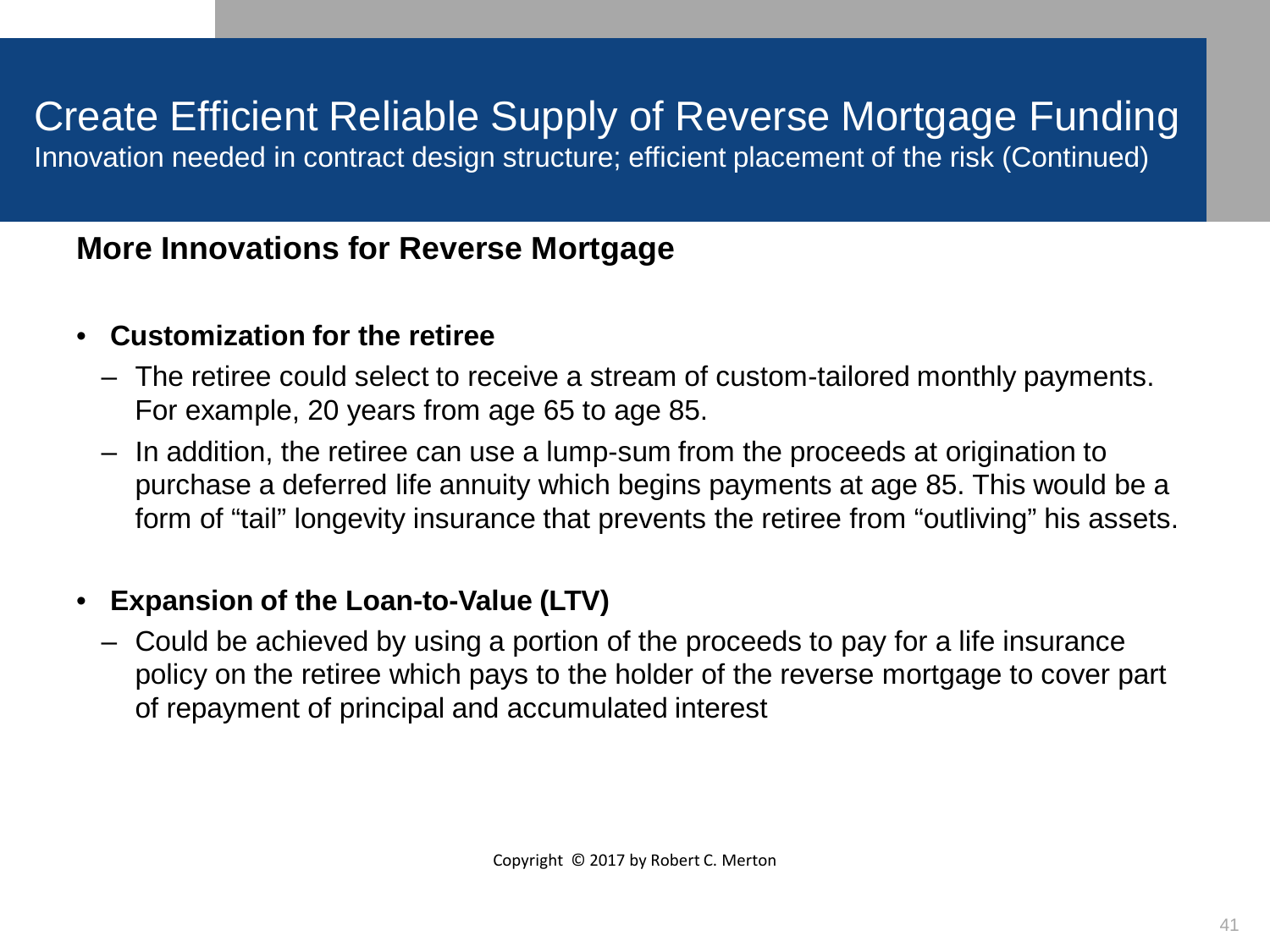# Create Efficient Reliable Supply of Reverse Mortgage Funding

Innovation needed in contract design structure; efficient placement of the risk (Continued)

## More Innovations for Reverse Mortgage

- **Customization for the retiree**
  - The retiree could select to receive a stream of custom-tailored monthly payments. For example, 20 years from age 65 to age 85.
  - In addition, the retiree can use a lump-sum from the proceeds at origination to purchase a deferred life annuity which begins payments at age 85. This would be a form of "tail" longevity insurance that prevents the retiree from "outliving" his assets.

- **Expansion of the Loan-to-Value (LTV)**
  - Could be achieved by using a portion of the proceeds to pay for a life insurance policy on the retiree which pays to the holder of the reverse mortgage to cover part of repayment of principal and accumulated interest

Copyright © 2017 by Robert C. Merton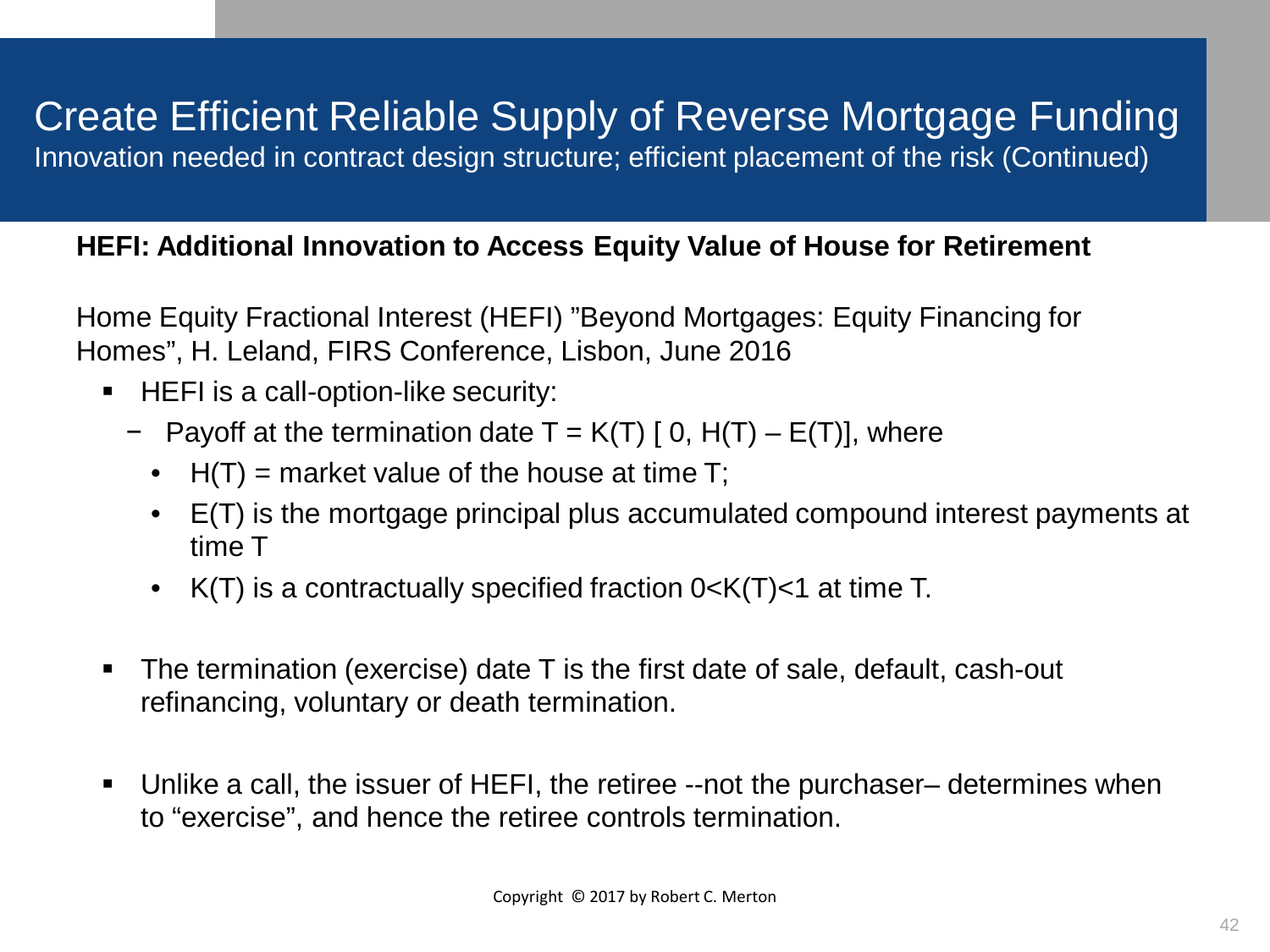# Create Efficient Reliable Supply of Reverse Mortgage Funding

Innovation needed in contract design structure; efficient placement of the risk (Continued)

**HEFI: Additional Innovation to Access Equity Value of House for Retirement**

Home Equity Fractional Interest (HEFI) ”Beyond Mortgages: Equity Financing for Homes”, H. Leland, FIRS Conference, Lisbon, June 2016

- HEFI is a call-option-like security:
  - Payoff at the termination date $T = K(T)\ [\ 0, H(T) - E(T)]$, where
    - $H(T)$ = market value of the house at time T;
    - $E(T)$ is the mortgage principal plus accumulated compound interest payments at time T
    - $K(T)$ is a contractually specified fraction $0<K(T)<1$ at time T.
- The termination (exercise) date T is the first date of sale, default, cash-out refinancing, voluntary or death termination.
- Unlike a call, the issuer of HEFI, the retiree --not the purchaser– determines when to “exercise”, and hence the retiree controls termination.

Copyright © 2017 by Robert C. Merton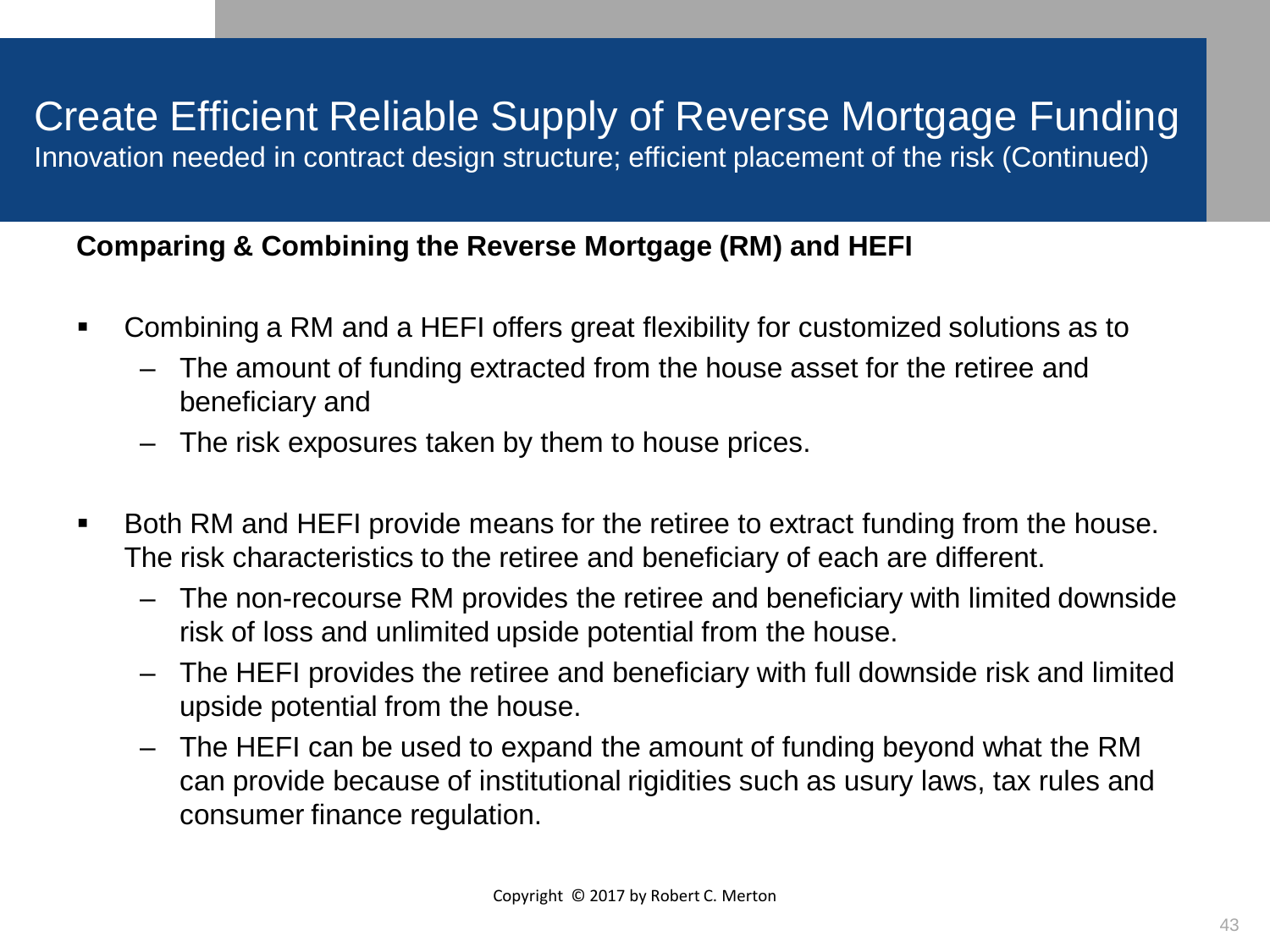# Create Efficient Reliable Supply of Reverse Mortgage Funding

Innovation needed in contract design structure; efficient placement of the risk (Continued)

**Comparing & Combining the Reverse Mortgage (RM) and HEFI**

- Combining a RM and a HEFI offers great flexibility for customized solutions as to
  - The amount of funding extracted from the house asset for the retiree and beneficiary and
  - The risk exposures taken by them to house prices.
- Both RM and HEFI provide means for the retiree to extract funding from the house. The risk characteristics to the retiree and beneficiary of each are different.
  - The non-recourse RM provides the retiree and beneficiary with limited downside risk of loss and unlimited upside potential from the house.
  - The HEFI provides the retiree and beneficiary with full downside risk and limited upside potential from the house.
  - The HEFI can be used to expand the amount of funding beyond what the RM can provide because of institutional rigidities such as usury laws, tax rules and consumer finance regulation.

Copyright © 2017 by Robert C. Merton